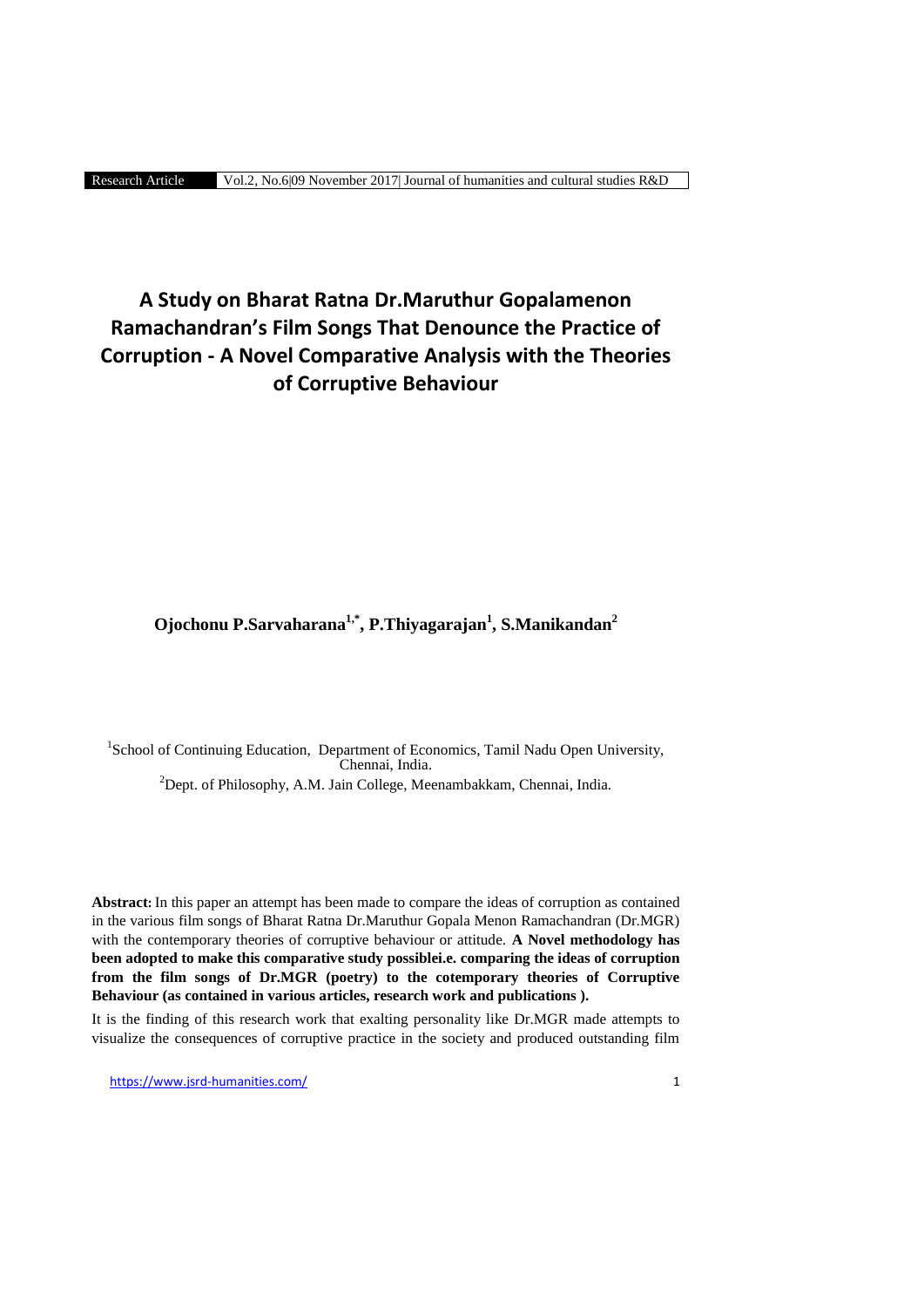# A Study on Bharat Ratna Dr.Maruthur Gopalamenon Ramachandran's Film Songs That Denounce the Practice of Corruption - A Novel Comparative Analysis with the Theories of Corruptive Behaviour

**Ojochonu P.Sarvaharana[1,*], P.Thiyagarajan[1], S.Manikandan[2]**

[1]School of Continuing Education, Department of Economics, Tamil Nadu Open University, Chennai, India.

[2]Dept. of Philosophy, A.M. Jain College, Meenambakkam, Chennai, India.

**Abstract:** In this paper an attempt has been made to compare the ideas of corruption as contained in the various film songs of Bharat Ratna Dr.Maruthur Gopala Menon Ramachandran (Dr.MGR) with the contemporary theories of corruptive behaviour or attitude. **A Novel methodology has been adopted to make this comparative study possiblei.e. comparing the ideas of corruption from the film songs of Dr.MGR (poetry) to the cotemporary theories of Corruptive Behaviour (as contained in various articles, research work and publications ).**

It is the finding of this research work that exalting personality like Dr.MGR made attempts to visualize the consequences of corruptive practice in the society and produced outstanding film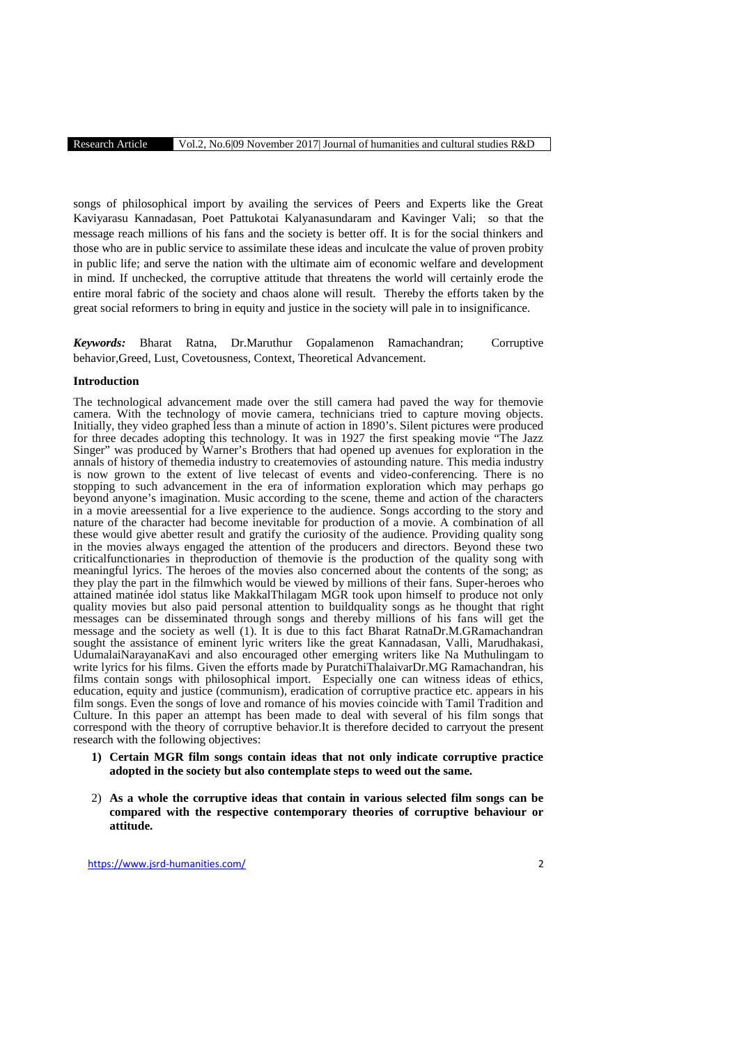songs of philosophical import by availing the services of Peers and Experts like the Great Kaviyarasu Kannadasan, Poet Pattukotai Kalyanasundaram and Kavinger Vali; so that the message reach millions of his fans and the society is better off. It is for the social thinkers and those who are in public service to assimilate these ideas and inculcate the value of proven probity in public life; and serve the nation with the ultimate aim of economic welfare and development in mind. If unchecked, the corruptive attitude that threatens the world will certainly erode the entire moral fabric of the society and chaos alone will result. Thereby the efforts taken by the great social reformers to bring in equity and justice in the society will pale in to insignificance.

***Keywords:*** Bharat Ratna, Dr.Maruthur Gopalamenon Ramachandran; Corruptive behavior,Greed, Lust, Covetousness, Context, Theoretical Advancement.

**Introduction**

The technological advancement made over the still camera had paved the way for themovie camera. With the technology of movie camera, technicians tried to capture moving objects. Initially, they video graphed less than a minute of action in 1890's. Silent pictures were produced for three decades adopting this technology. It was in 1927 the first speaking movie "The Jazz Singer" was produced by Warner's Brothers that had opened up avenues for exploration in the annals of history of themedia industry to createmovies of astounding nature. This media industry is now grown to the extent of live telecast of events and video-conferencing. There is no stopping to such advancement in the era of information exploration which may perhaps go beyond anyone's imagination. Music according to the scene, theme and action of the characters in a movie areessential for a live experience to the audience. Songs according to the story and nature of the character had become inevitable for production of a movie. A combination of all these would give abetter result and gratify the curiosity of the audience. Providing quality song in the movies always engaged the attention of the producers and directors. Beyond these two criticalfunctionaries in theproduction of themovie is the production of the quality song with meaningful lyrics. The heroes of the movies also concerned about the contents of the song; as they play the part in the filmwhich would be viewed by millions of their fans. Super-heroes who attained matinée idol status like MakkalThilagam MGR took upon himself to produce not only quality movies but also paid personal attention to buildquality songs as he thought that right messages can be disseminated through songs and thereby millions of his fans will get the message and the society as well (1). It is due to this fact Bharat RatnaDr.M.GRamachandran sought the assistance of eminent lyric writers like the great Kannadasan, Valli, Marudhakasi, UdumalaiNarayanaKavi and also encouraged other emerging writers like Na Muthulingam to write lyrics for his films. Given the efforts made by PuratchiThalaivarDr.MG Ramachandran, his films contain songs with philosophical import. Especially one can witness ideas of ethics, education, equity and justice (communism), eradication of corruptive practice etc. appears in his film songs. Even the songs of love and romance of his movies coincide with Tamil Tradition and Culture. In this paper an attempt has been made to deal with several of his film songs that correspond with the theory of corruptive behavior.It is therefore decided to carryout the present research with the following objectives:

1) **Certain MGR film songs contain ideas that not only indicate corruptive practice adopted in the society but also contemplate steps to weed out the same.**
2) **As a whole the corruptive ideas that contain in various selected film songs can be compared with the respective contemporary theories of corruptive behaviour or attitude.**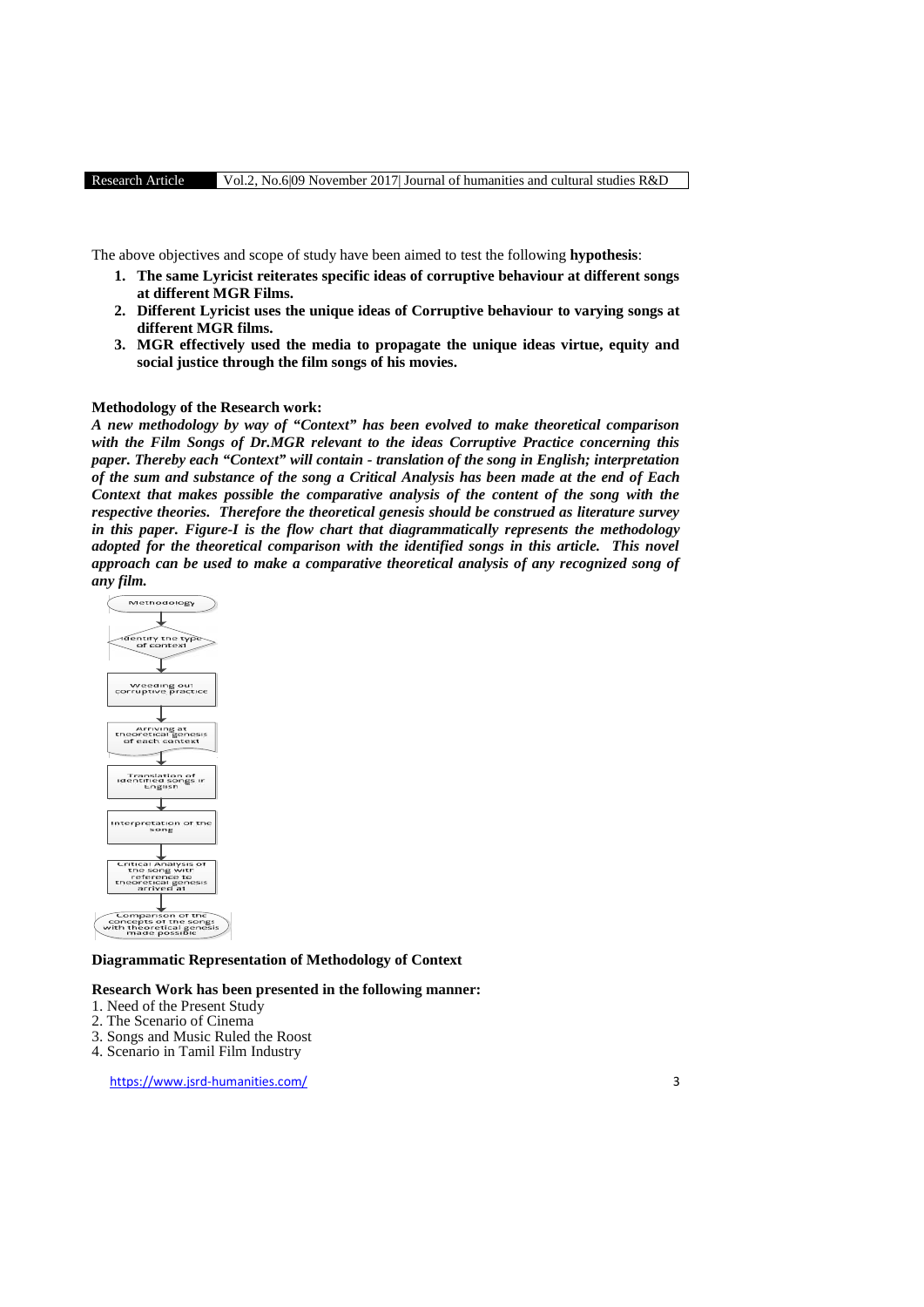The above objectives and scope of study have been aimed to test the following **hypothesis**:

1. **The same Lyricist reiterates specific ideas of corruptive behaviour at different songs at different MGR Films.**
2. **Different Lyricist uses the unique ideas of Corruptive behaviour to varying songs at different MGR films.**
3. **MGR effectively used the media to propagate the unique ideas virtue, equity and social justice through the film songs of his movies.**

**Methodology of the Research work:**

***A new methodology by way of "Context" has been evolved to make theoretical comparison with the Film Songs of Dr.MGR relevant to the ideas Corruptive Practice concerning this paper. Thereby each "Context" will contain - translation of the song in English; interpretation of the sum and substance of the song a Critical Analysis has been made at the end of Each Context that makes possible the comparative analysis of the content of the song with the respective theories. Therefore the theoretical genesis should be construed as literature survey in this paper. Figure-I is the flow chart that diagrammatically represents the methodology adopted for the theoretical comparison with the identified songs in this article. This novel approach can be used to make a comparative theoretical analysis of any recognized song of any film.***

Methodology
↓
Identify the type of context
↓
Weeding out corruptive practice
↓
Arriving at theoretical genesis of each context
↓
Translation of identified songs in English
↓
Interpretation of the song
↓
Critical Analysis of the song with reference to theoretical genesis arrived at
↓
Comparison of the concepts of the songs with theoretical genesis made possible

**Diagrammatic Representation of Methodology of Context**

**Research Work has been presented in the following manner:**

1. Need of the Present Study
2. The Scenario of Cinema
3. Songs and Music Ruled the Roost
4. Scenario in Tamil Film Industry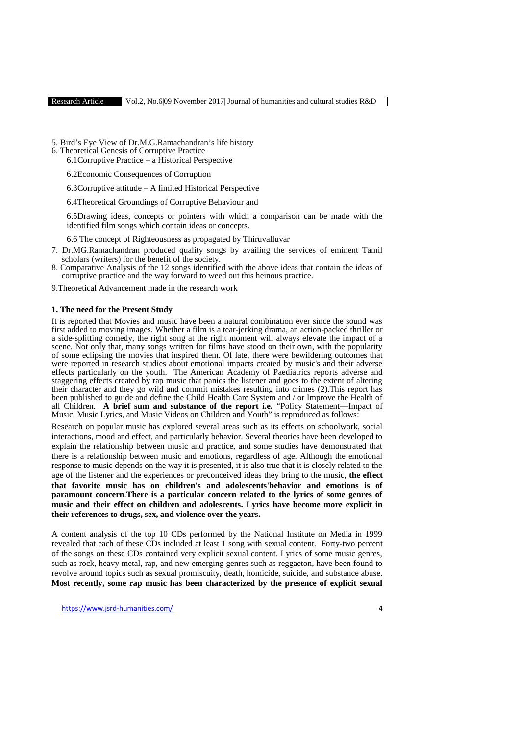5. Bird's Eye View of Dr.M.G.Ramachandran's life history
6. Theoretical Genesis of Corruptive Practice
   - 6.1Corruptive Practice – a Historical Perspective
   - 6.2Economic Consequences of Corruption
   - 6.3Corruptive attitude – A limited Historical Perspective
   - 6.4Theoretical Groundings of Corruptive Behaviour and
   - 6.5Drawing ideas, concepts or pointers with which a comparison can be made with the identified film songs which contain ideas or concepts.
   - 6.6 The concept of Righteousness as propagated by Thiruvalluvar
7. Dr.MG.Ramachandran produced quality songs by availing the services of eminent Tamil scholars (writers) for the benefit of the society.
8. Comparative Analysis of the 12 songs identified with the above ideas that contain the ideas of corruptive practice and the way forward to weed out this heinous practice.

9.Theoretical Advancement made in the research work

**1. The need for the Present Study**

It is reported that Movies and music have been a natural combination ever since the sound was first added to moving images. Whether a film is a tear-jerking drama, an action-packed thriller or a side-splitting comedy, the right song at the right moment will always elevate the impact of a scene. Not only that, many songs written for films have stood on their own, with the popularity of some eclipsing the movies that inspired them. Of late, there were bewildering outcomes that were reported in research studies about emotional impacts created by music's and their adverse effects particularly on the youth. The American Academy of Paediatrics reports adverse and staggering effects created by rap music that panics the listener and goes to the extent of altering their character and they go wild and commit mistakes resulting into crimes (2).This report has been published to guide and define the Child Health Care System and / or Improve the Health of all Children. **A brief sum and substance of the report i.e.** "Policy Statement—Impact of Music, Music Lyrics, and Music Videos on Children and Youth" is reproduced as follows:

Research on popular music has explored several areas such as its effects on schoolwork, social interactions, mood and effect, and particularly behavior. Several theories have been developed to explain the relationship between music and practice, and some studies have demonstrated that there is a relationship between music and emotions, regardless of age. Although the emotional response to music depends on the way it is presented, it is also true that it is closely related to the age of the listener and the experiences or preconceived ideas they bring to the music, **the effect that favorite music has on children's and adolescents'behavior and emotions is of paramount concern**.**There is a particular concern related to the lyrics of some genres of music and their effect on children and adolescents. Lyrics have become more explicit in their references to drugs, sex, and violence over the years.**

A content analysis of the top 10 CDs performed by the National Institute on Media in 1999 revealed that each of these CDs included at least 1 song with sexual content. Forty-two percent of the songs on these CDs contained very explicit sexual content. Lyrics of some music genres, such as rock, heavy metal, rap, and new emerging genres such as reggaeton, have been found to revolve around topics such as sexual promiscuity, death, homicide, suicide, and substance abuse. **Most recently, some rap music has been characterized by the presence of explicit sexual**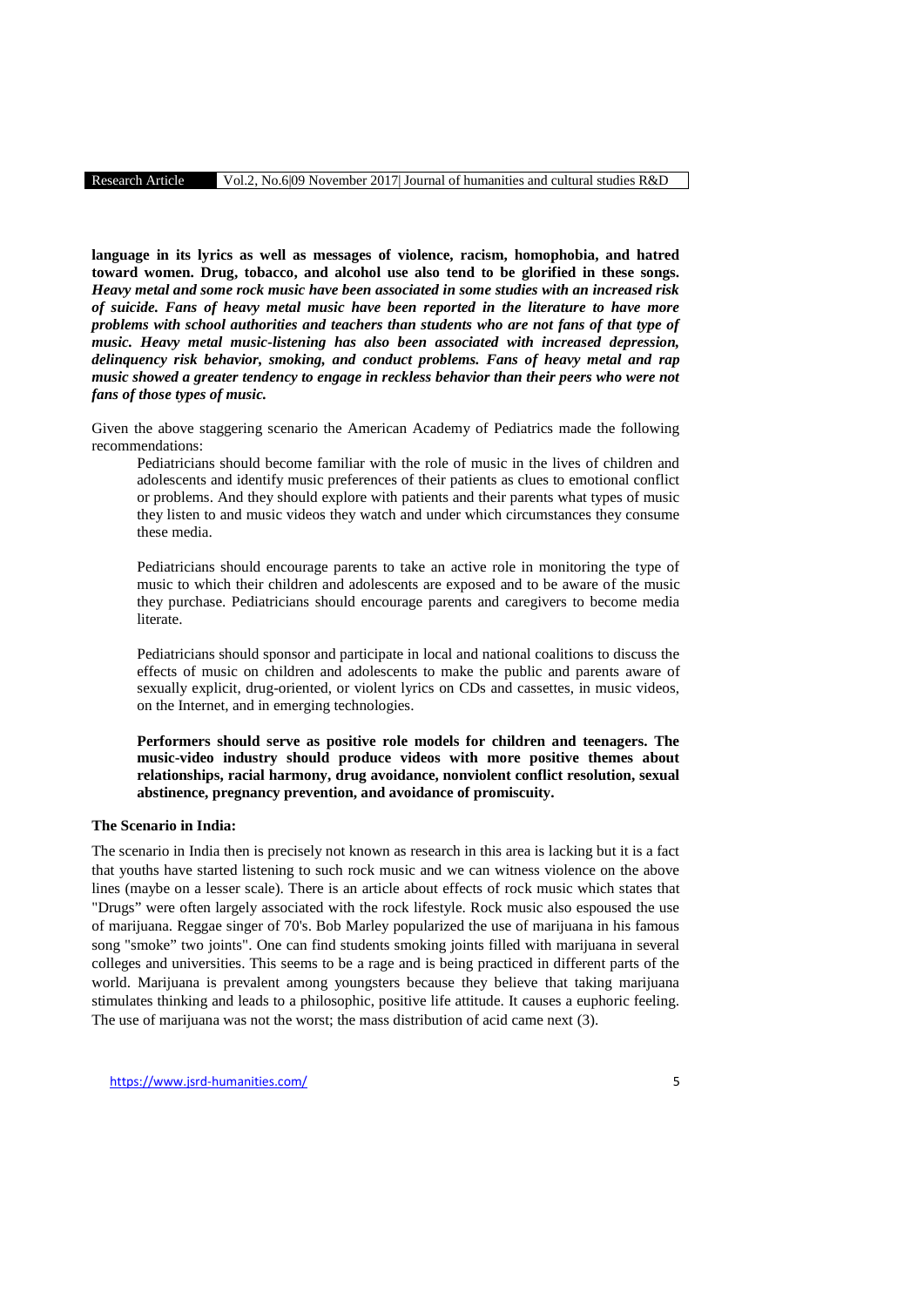**language in its lyrics as well as messages of violence, racism, homophobia, and hatred toward women. Drug, tobacco, and alcohol use also tend to be glorified in these songs.** ***Heavy metal and some rock music have been associated in some studies with an increased risk of suicide. Fans of heavy metal music have been reported in the literature to have more problems with school authorities and teachers than students who are not fans of that type of music. Heavy metal music-listening has also been associated with increased depression, delinquency risk behavior, smoking, and conduct problems. Fans of heavy metal and rap music showed a greater tendency to engage in reckless behavior than their peers who were not fans of those types of music.***

Given the above staggering scenario the American Academy of Pediatrics made the following recommendations:

> Pediatricians should become familiar with the role of music in the lives of children and adolescents and identify music preferences of their patients as clues to emotional conflict or problems. And they should explore with patients and their parents what types of music they listen to and music videos they watch and under which circumstances they consume these media.
>
> Pediatricians should encourage parents to take an active role in monitoring the type of music to which their children and adolescents are exposed and to be aware of the music they purchase. Pediatricians should encourage parents and caregivers to become media literate.
>
> Pediatricians should sponsor and participate in local and national coalitions to discuss the effects of music on children and adolescents to make the public and parents aware of sexually explicit, drug-oriented, or violent lyrics on CDs and cassettes, in music videos, on the Internet, and in emerging technologies.
>
> **Performers should serve as positive role models for children and teenagers. The music-video industry should produce videos with more positive themes about relationships, racial harmony, drug avoidance, nonviolent conflict resolution, sexual abstinence, pregnancy prevention, and avoidance of promiscuity.**

**The Scenario in India:**

The scenario in India then is precisely not known as research in this area is lacking but it is a fact that youths have started listening to such rock music and we can witness violence on the above lines (maybe on a lesser scale). There is an article about effects of rock music which states that "Drugs" were often largely associated with the rock lifestyle. Rock music also espoused the use of marijuana. Reggae singer of 70's. Bob Marley popularized the use of marijuana in his famous song "smoke" two joints". One can find students smoking joints filled with marijuana in several colleges and universities. This seems to be a rage and is being practiced in different parts of the world. Marijuana is prevalent among youngsters because they believe that taking marijuana stimulates thinking and leads to a philosophic, positive life attitude. It causes a euphoric feeling. The use of marijuana was not the worst; the mass distribution of acid came next (3).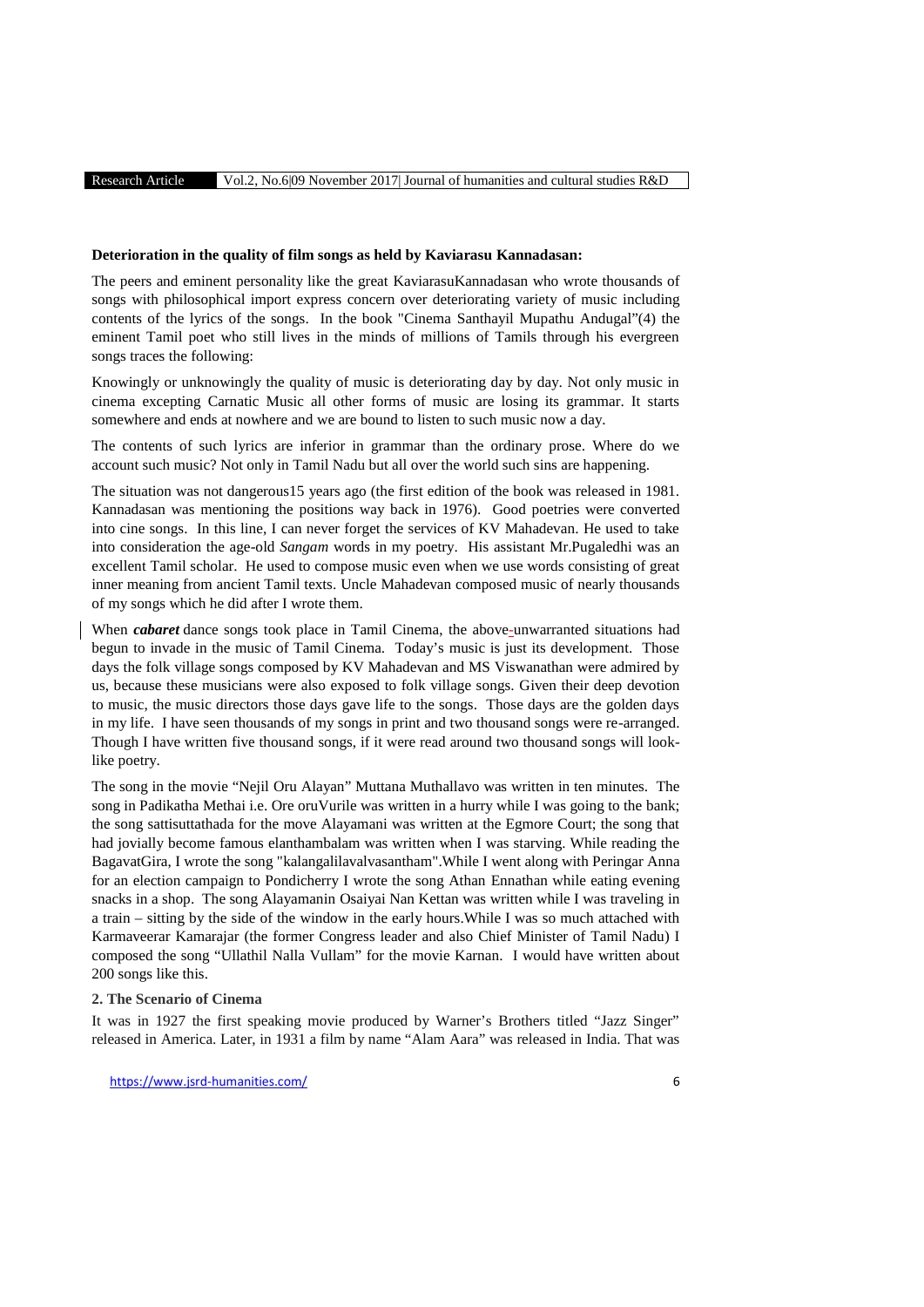**Deterioration in the quality of film songs as held by Kaviarasu Kannadasan:**

The peers and eminent personality like the great KaviarasuKannadasan who wrote thousands of songs with philosophical import express concern over deteriorating variety of music including contents of the lyrics of the songs. In the book "Cinema Santhayil Mupathu Andugal"(4) the eminent Tamil poet who still lives in the minds of millions of Tamils through his evergreen songs traces the following:

Knowingly or unknowingly the quality of music is deteriorating day by day. Not only music in cinema excepting Carnatic Music all other forms of music are losing its grammar. It starts somewhere and ends at nowhere and we are bound to listen to such music now a day.

The contents of such lyrics are inferior in grammar than the ordinary prose. Where do we account such music? Not only in Tamil Nadu but all over the world such sins are happening.

The situation was not dangerous15 years ago (the first edition of the book was released in 1981. Kannadasan was mentioning the positions way back in 1976). Good poetries were converted into cine songs. In this line, I can never forget the services of KV Mahadevan. He used to take into consideration the age-old *Sangam* words in my poetry. His assistant Mr.Pugaledhi was an excellent Tamil scholar. He used to compose music even when we use words consisting of great inner meaning from ancient Tamil texts. Uncle Mahadevan composed music of nearly thousands of my songs which he did after I wrote them.

When ***cabaret*** dance songs took place in Tamil Cinema, the above-unwarranted situations had begun to invade in the music of Tamil Cinema. Today's music is just its development. Those days the folk village songs composed by KV Mahadevan and MS Viswanathan were admired by us, because these musicians were also exposed to folk village songs. Given their deep devotion to music, the music directors those days gave life to the songs. Those days are the golden days in my life. I have seen thousands of my songs in print and two thousand songs were re-arranged. Though I have written five thousand songs, if it were read around two thousand songs will look-like poetry.

The song in the movie "Nejil Oru Alayan" Muttana Muthallavo was written in ten minutes. The song in Padikatha Methai i.e. Ore oruVurile was written in a hurry while I was going to the bank; the song sattisuttathada for the move Alayamani was written at the Egmore Court; the song that had jovially become famous elanthambalam was written when I was starving. While reading the BagavatGira, I wrote the song "kalangalilavalvasantham".While I went along with Peringar Anna for an election campaign to Pondicherry I wrote the song Athan Ennathan while eating evening snacks in a shop. The song Alayamanin Osaiyai Nan Kettan was written while I was traveling in a train – sitting by the side of the window in the early hours.While I was so much attached with Karmaveerar Kamarajar (the former Congress leader and also Chief Minister of Tamil Nadu) I composed the song "Ullathil Nalla Vullam" for the movie Karnan. I would have written about 200 songs like this.

**2. The Scenario of Cinema**

It was in 1927 the first speaking movie produced by Warner's Brothers titled "Jazz Singer" released in America. Later, in 1931 a film by name "Alam Aara" was released in India. That was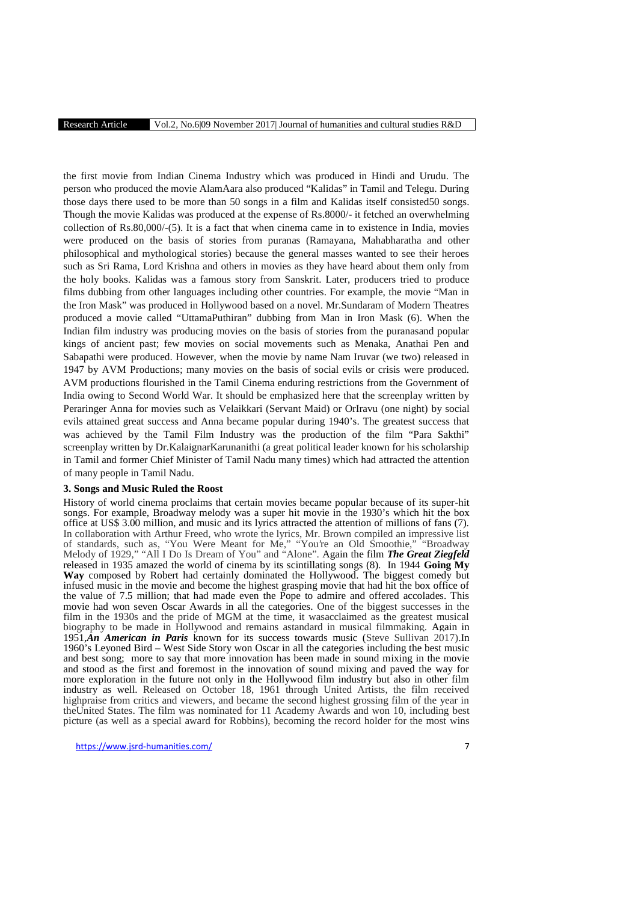the first movie from Indian Cinema Industry which was produced in Hindi and Urudu. The person who produced the movie AlamAara also produced "Kalidas" in Tamil and Telegu. During those days there used to be more than 50 songs in a film and Kalidas itself consisted50 songs. Though the movie Kalidas was produced at the expense of Rs.8000/- it fetched an overwhelming collection of Rs.80,000/-(5). It is a fact that when cinema came in to existence in India, movies were produced on the basis of stories from puranas (Ramayana, Mahabharatha and other philosophical and mythological stories) because the general masses wanted to see their heroes such as Sri Rama, Lord Krishna and others in movies as they have heard about them only from the holy books. Kalidas was a famous story from Sanskrit. Later, producers tried to produce films dubbing from other languages including other countries. For example, the movie "Man in the Iron Mask" was produced in Hollywood based on a novel. Mr.Sundaram of Modern Theatres produced a movie called "UttamaPuthiran" dubbing from Man in Iron Mask (6). When the Indian film industry was producing movies on the basis of stories from the puranasand popular kings of ancient past; few movies on social movements such as Menaka, Anathai Pen and Sabapathi were produced. However, when the movie by name Nam Iruvar (we two) released in 1947 by AVM Productions; many movies on the basis of social evils or crisis were produced. AVM productions flourished in the Tamil Cinema enduring restrictions from the Government of India owing to Second World War. It should be emphasized here that the screenplay written by Peraringer Anna for movies such as Velaikkari (Servant Maid) or OrIravu (one night) by social evils attained great success and Anna became popular during 1940's. The greatest success that was achieved by the Tamil Film Industry was the production of the film "Para Sakthi" screenplay written by Dr.KalaignarKarunanithi (a great political leader known for his scholarship in Tamil and former Chief Minister of Tamil Nadu many times) which had attracted the attention of many people in Tamil Nadu.

### 3. Songs and Music Ruled the Roost

History of world cinema proclaims that certain movies became popular because of its super-hit songs. For example, Broadway melody was a super hit movie in the 1930's which hit the box office at US$ 3.00 million, and music and its lyrics attracted the attention of millions of fans (7). In collaboration with Arthur Freed, who wrote the lyrics, Mr. Brown compiled an impressive list of standards, such as, "You Were Meant for Me," "You're an Old Smoothie," "Broadway Melody of 1929," "All I Do Is Dream of You" and "Alone". Again the film ***The Great Ziegfeld*** released in 1935 amazed the world of cinema by its scintillating songs (8). In 1944 **Going My Way** composed by Robert had certainly dominated the Hollywood. The biggest comedy but infused music in the movie and become the highest grasping movie that had hit the box office of the value of 7.5 million; that had made even the Pope to admire and offered accolades. This movie had won seven Oscar Awards in all the categories. One of the biggest successes in the film in the 1930s and the pride of MGM at the time, it wasacclaimed as the greatest musical biography to be made in Hollywood and remains astandard in musical filmmaking. Again in 1951,***An American in Paris*** known for its success towards music (Steve Sullivan 2017).In 1960's Leyoned Bird – West Side Story won Oscar in all the categories including the best music and best song; more to say that more innovation has been made in sound mixing in the movie and stood as the first and foremost in the innovation of sound mixing and paved the way for more exploration in the future not only in the Hollywood film industry but also in other film industry as well. Released on October 18, 1961 through United Artists, the film received highpraise from critics and viewers, and became the second highest grossing film of the year in theUnited States. The film was nominated for 11 Academy Awards and won 10, including best picture (as well as a special award for Robbins), becoming the record holder for the most wins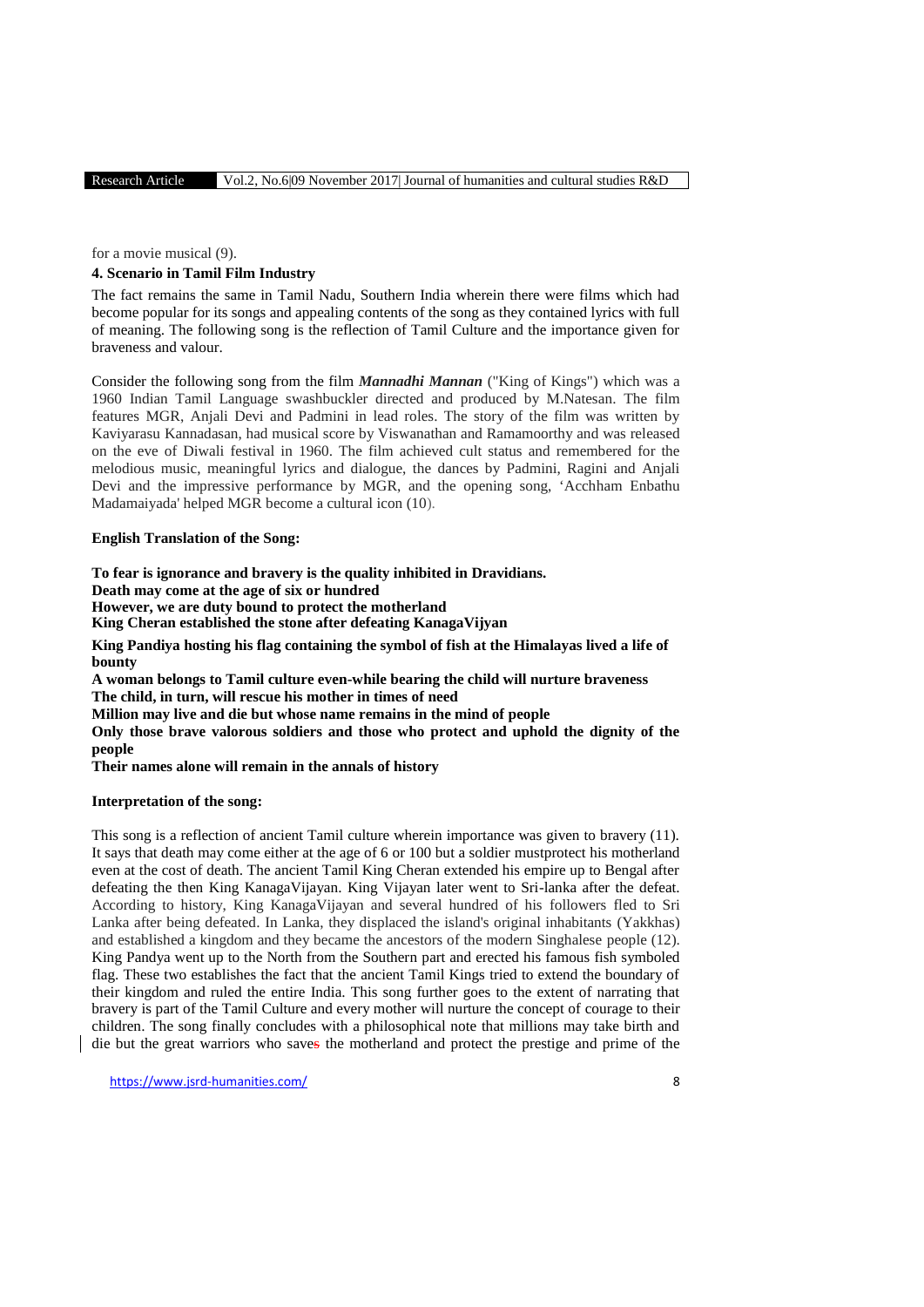for a movie musical (9).

### 4. Scenario in Tamil Film Industry

The fact remains the same in Tamil Nadu, Southern India wherein there were films which had become popular for its songs and appealing contents of the song as they contained lyrics with full of meaning. The following song is the reflection of Tamil Culture and the importance given for braveness and valour.

Consider the following song from the film ***Mannadhi Mannan*** ("King of Kings") which was a 1960 Indian Tamil Language swashbuckler directed and produced by M.Natesan. The film features MGR, Anjali Devi and Padmini in lead roles. The story of the film was written by Kaviyarasu Kannadasan, had musical score by Viswanathan and Ramamoorthy and was released on the eve of Diwali festival in 1960. The film achieved cult status and remembered for the melodious music, meaningful lyrics and dialogue, the dances by Padmini, Ragini and Anjali Devi and the impressive performance by MGR, and the opening song, 'Acchham Enbathu Madamaiyada' helped MGR become a cultural icon (10).

**English Translation of the Song:**

**To fear is ignorance and bravery is the quality inhibited in Dravidians.**
**Death may come at the age of six or hundred**
**However, we are duty bound to protect the motherland**
**King Cheran established the stone after defeating KanagaVijyan**

**King Pandiya hosting his flag containing the symbol of fish at the Himalayas lived a life of bounty**

**A woman belongs to Tamil culture even-while bearing the child will nurture braveness**
**The child, in turn, will rescue his mother in times of need**
**Million may live and die but whose name remains in the mind of people**
**Only those brave valorous soldiers and those who protect and uphold the dignity of the people**
**Their names alone will remain in the annals of history**

**Interpretation of the song:**

This song is a reflection of ancient Tamil culture wherein importance was given to bravery (11). It says that death may come either at the age of 6 or 100 but a soldier mustprotect his motherland even at the cost of death. The ancient Tamil King Cheran extended his empire up to Bengal after defeating the then King KanagaVijayan. King Vijayan later went to Sri-lanka after the defeat. According to history, King KanagaVijayan and several hundred of his followers fled to Sri Lanka after being defeated. In Lanka, they displaced the island's original inhabitants (Yakkhas) and established a kingdom and they became the ancestors of the modern Singhalese people (12). King Pandya went up to the North from the Southern part and erected his famous fish symboled flag. These two establishes the fact that the ancient Tamil Kings tried to extend the boundary of their kingdom and ruled the entire India. This song further goes to the extent of narrating that bravery is part of the Tamil Culture and every mother will nurture the concept of courage to their children. The song finally concludes with a philosophical note that millions may take birth and die but the great warriors who saves the motherland and protect the prestige and prime of the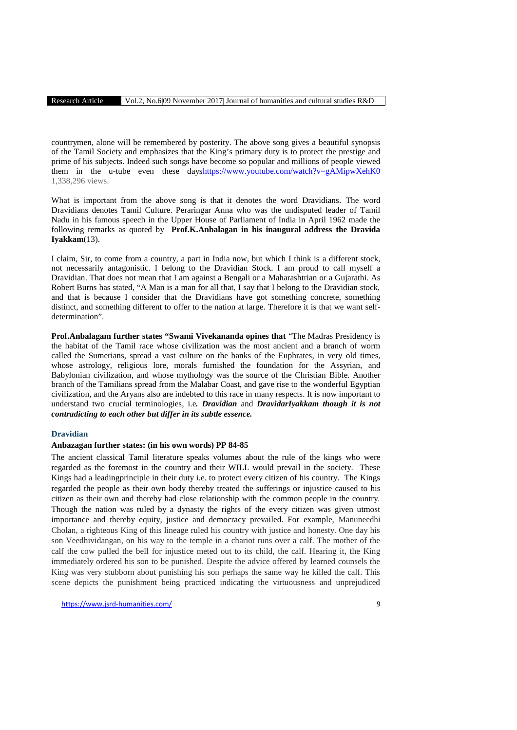countrymen, alone will be remembered by posterity. The above song gives a beautiful synopsis of the Tamil Society and emphasizes that the King's primary duty is to protect the prestige and prime of his subjects. Indeed such songs have become so popular and millions of people viewed them in the u-tube even these dayshttps://www.youtube.com/watch?v=gAMipwXehK0 1,338,296 views.

What is important from the above song is that it denotes the word Dravidians. The word Dravidians denotes Tamil Culture. Peraringar Anna who was the undisputed leader of Tamil Nadu in his famous speech in the Upper House of Parliament of India in April 1962 made the following remarks as quoted by **Prof.K.Anbalagan in his inaugural address the Dravida Iyakkam**(13).

I claim, Sir, to come from a country, a part in India now, but which I think is a different stock, not necessarily antagonistic. I belong to the Dravidian Stock. I am proud to call myself a Dravidian. That does not mean that I am against a Bengali or a Maharashtrian or a Gujarathi. As Robert Burns has stated, "A Man is a man for all that, I say that I belong to the Dravidian stock, and that is because I consider that the Dravidians have got something concrete, something distinct, and something different to offer to the nation at large. Therefore it is that we want self-determination".

**Prof.Anbalagam further states "Swami Vivekananda opines that** "The Madras Presidency is the habitat of the Tamil race whose civilization was the most ancient and a branch of worm called the Sumerians, spread a vast culture on the banks of the Euphrates, in very old times, whose astrology, religious lore, morals furnished the foundation for the Assyrian, and Babylonian civilization, and whose mythology was the source of the Christian Bible. Another branch of the Tamilians spread from the Malabar Coast, and gave rise to the wonderful Egyptian civilization, and the Aryans also are indebted to this race in many respects. It is now important to understand two crucial terminologies, i.e***.*** ***Dravidian*** and ***DravidarIyakkam though it is not contradicting to each other but differ in its subtle essence.***

### Dravidian

**Anbazagan further states: (in his own words) PP 84-85**

The ancient classical Tamil literature speaks volumes about the rule of the kings who were regarded as the foremost in the country and their WILL would prevail in the society. These Kings had a leadingprinciple in their duty i.e. to protect every citizen of his country. The Kings regarded the people as their own body thereby treated the sufferings or injustice caused to his citizen as their own and thereby had close relationship with the common people in the country. Though the nation was ruled by a dynasty the rights of the every citizen was given utmost importance and thereby equity, justice and democracy prevailed. For example, Manuneedhi Cholan, a righteous King of this lineage ruled his country with justice and honesty. One day his son Veedhividangan, on his way to the temple in a chariot runs over a calf. The mother of the calf the cow pulled the bell for injustice meted out to its child, the calf. Hearing it, the King immediately ordered his son to be punished. Despite the advice offered by learned counsels the King was very stubborn about punishing his son perhaps the same way he killed the calf. This scene depicts the punishment being practiced indicating the virtuousness and unprejudiced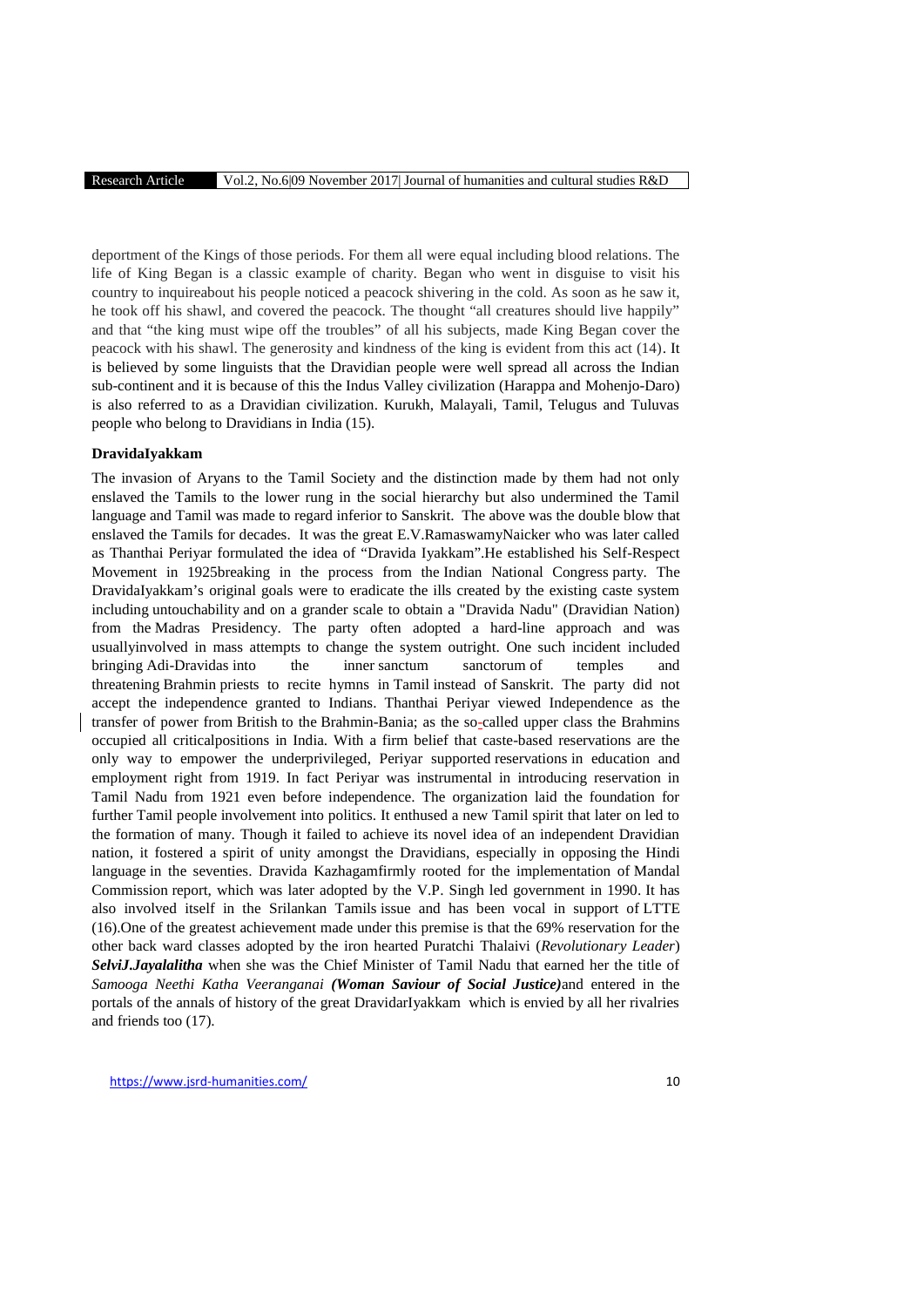deportment of the Kings of those periods. For them all were equal including blood relations. The life of King Began is a classic example of charity. Began who went in disguise to visit his country to inquireabout his people noticed a peacock shivering in the cold. As soon as he saw it, he took off his shawl, and covered the peacock. The thought "all creatures should live happily" and that "the king must wipe off the troubles" of all his subjects, made King Began cover the peacock with his shawl. The generosity and kindness of the king is evident from this act (14). It is believed by some linguists that the Dravidian people were well spread all across the Indian sub-continent and it is because of this the Indus Valley civilization (Harappa and Mohenjo-Daro) is also referred to as a Dravidian civilization. Kurukh, Malayali, Tamil, Telugus and Tuluvas people who belong to Dravidians in India (15).

**DravidaIyakkam**

The invasion of Aryans to the Tamil Society and the distinction made by them had not only enslaved the Tamils to the lower rung in the social hierarchy but also undermined the Tamil language and Tamil was made to regard inferior to Sanskrit. The above was the double blow that enslaved the Tamils for decades. It was the great E.V.RamaswamyNaicker who was later called as Thanthai Periyar formulated the idea of "Dravida Iyakkam".He established his Self-Respect Movement in 1925breaking in the process from the Indian National Congress party. The DravidaIyakkam's original goals were to eradicate the ills created by the existing caste system including untouchability and on a grander scale to obtain a "Dravida Nadu" (Dravidian Nation) from the Madras Presidency. The party often adopted a hard-line approach and was usuallyinvolved in mass attempts to change the system outright. One such incident included bringing Adi-Dravidas into the inner sanctum sanctorum of temples and threatening Brahmin priests to recite hymns in Tamil instead of Sanskrit. The party did not accept the independence granted to Indians. Thanthai Periyar viewed Independence as the transfer of power from British to the Brahmin-Bania; as the so-called upper class the Brahmins occupied all criticalpositions in India. With a firm belief that caste-based reservations are the only way to empower the underprivileged, Periyar supported reservations in education and employment right from 1919. In fact Periyar was instrumental in introducing reservation in Tamil Nadu from 1921 even before independence. The organization laid the foundation for further Tamil people involvement into politics. It enthused a new Tamil spirit that later on led to the formation of many. Though it failed to achieve its novel idea of an independent Dravidian nation, it fostered a spirit of unity amongst the Dravidians, especially in opposing the Hindi language in the seventies. Dravida Kazhagamfirmly rooted for the implementation of Mandal Commission report, which was later adopted by the V.P. Singh led government in 1990. It has also involved itself in the Srilankan Tamils issue and has been vocal in support of LTTE (16).One of the greatest achievement made under this premise is that the 69% reservation for the other back ward classes adopted by the iron hearted Puratchi Thalaivi (*Revolutionary Leader*) ***SelviJ.Jayalalitha*** when she was the Chief Minister of Tamil Nadu that earned her the title of *Samooga Neethi Katha Veeranganai* ***(Woman Saviour of Social Justice)***and entered in the portals of history of the great DravidarIyakkam which is envied by all her rivalries and friends too (17).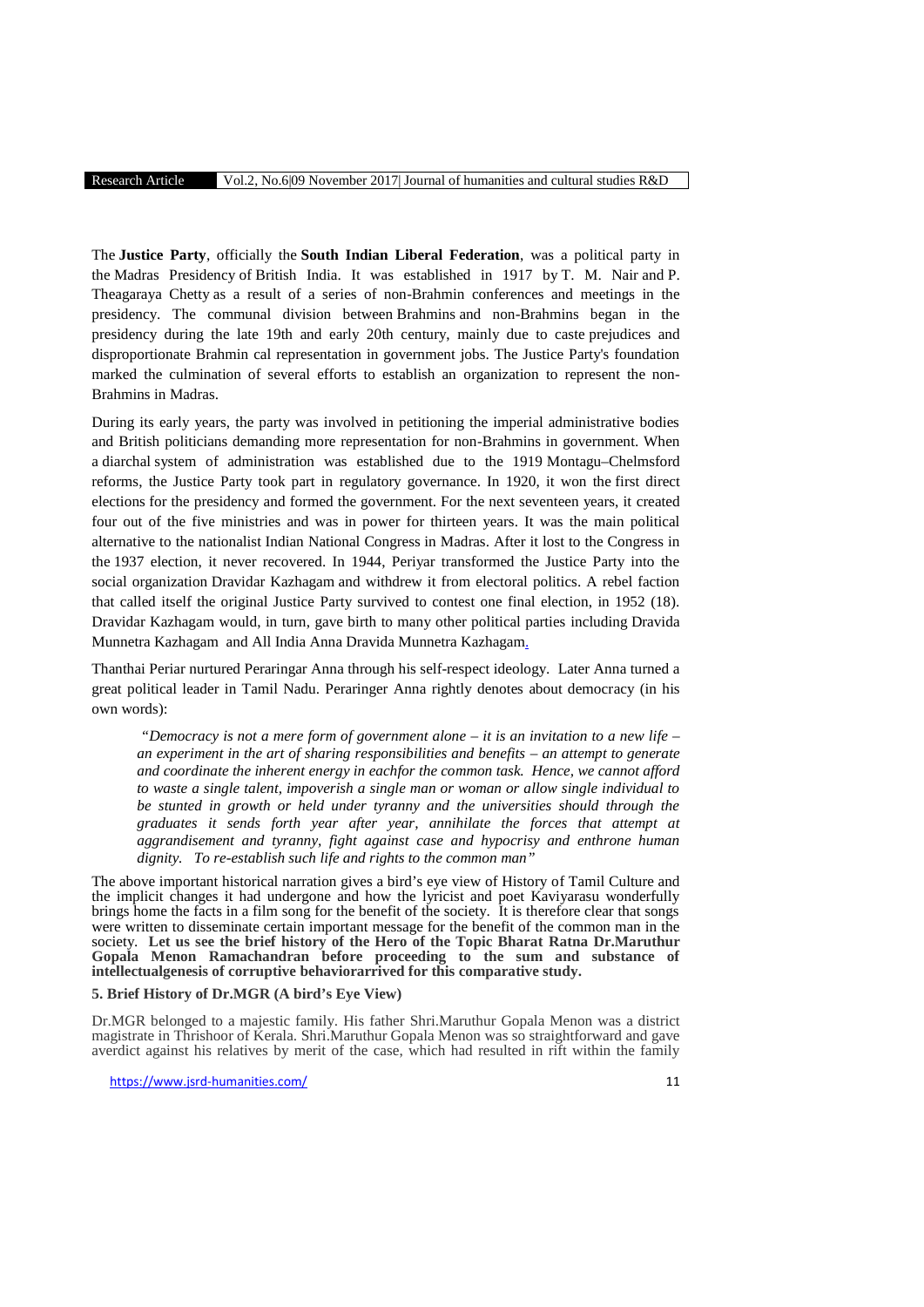The **Justice Party**, officially the **South Indian Liberal Federation**, was a political party in the Madras Presidency of British India. It was established in 1917 by T. M. Nair and P. Theagaraya Chetty as a result of a series of non-Brahmin conferences and meetings in the presidency. The communal division between Brahmins and non-Brahmins began in the presidency during the late 19th and early 20th century, mainly due to caste prejudices and disproportionate Brahmin cal representation in government jobs. The Justice Party's foundation marked the culmination of several efforts to establish an organization to represent the non-Brahmins in Madras.

During its early years, the party was involved in petitioning the imperial administrative bodies and British politicians demanding more representation for non-Brahmins in government. When a diarchal system of administration was established due to the 1919 Montagu–Chelmsford reforms, the Justice Party took part in regulatory governance. In 1920, it won the first direct elections for the presidency and formed the government. For the next seventeen years, it created four out of the five ministries and was in power for thirteen years. It was the main political alternative to the nationalist Indian National Congress in Madras. After it lost to the Congress in the 1937 election, it never recovered. In 1944, Periyar transformed the Justice Party into the social organization Dravidar Kazhagam and withdrew it from electoral politics. A rebel faction that called itself the original Justice Party survived to contest one final election, in 1952 (18). Dravidar Kazhagam would, in turn, gave birth to many other political parties including Dravida Munnetra Kazhagam and All India Anna Dravida Munnetra Kazhagam.

Thanthai Periar nurtured Peraringar Anna through his self-respect ideology. Later Anna turned a great political leader in Tamil Nadu. Peraringer Anna rightly denotes about democracy (in his own words):

> *"Democracy is not a mere form of government alone – it is an invitation to a new life – an experiment in the art of sharing responsibilities and benefits – an attempt to generate and coordinate the inherent energy in eachfor the common task. Hence, we cannot afford to waste a single talent, impoverish a single man or woman or allow single individual to be stunted in growth or held under tyranny and the universities should through the graduates it sends forth year after year, annihilate the forces that attempt at aggrandisement and tyranny, fight against case and hypocrisy and enthrone human dignity. To re-establish such life and rights to the common man"*

The above important historical narration gives a bird's eye view of History of Tamil Culture and the implicit changes it had undergone and how the lyricist and poet Kaviyarasu wonderfully brings home the facts in a film song for the benefit of the society. It is therefore clear that songs were written to disseminate certain important message for the benefit of the common man in the society. **Let us see the brief history of the Hero of the Topic Bharat Ratna Dr.Maruthur Gopala Menon Ramachandran before proceeding to the sum and substance of intellectualgenesis of corruptive behaviorarrived for this comparative study.**

### 5. Brief History of Dr.MGR (A bird's Eye View)

Dr.MGR belonged to a majestic family. His father Shri.Maruthur Gopala Menon was a district magistrate in Thrishoor of Kerala. Shri.Maruthur Gopala Menon was so straightforward and gave averdict against his relatives by merit of the case, which had resulted in rift within the family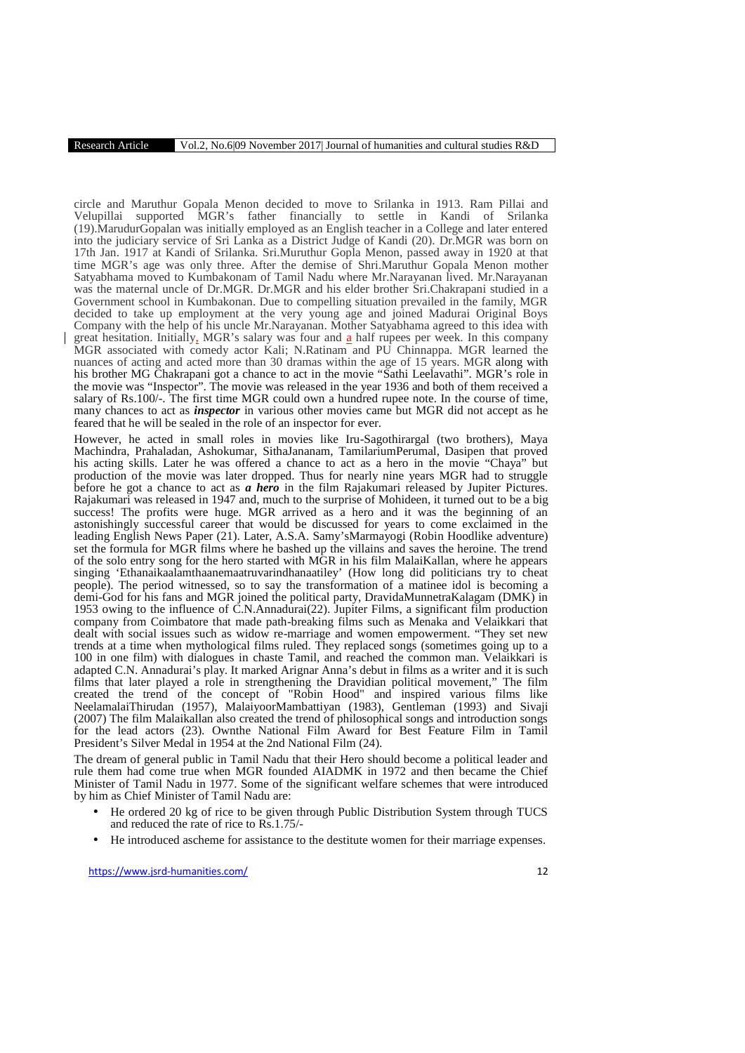circle and Maruthur Gopala Menon decided to move to Srilanka in 1913. Ram Pillai and Velupillai supported MGR's father financially to settle in Kandi of Srilanka (19).MarudurGopalan was initially employed as an English teacher in a College and later entered into the judiciary service of Sri Lanka as a District Judge of Kandi (20). Dr.MGR was born on 17th Jan. 1917 at Kandi of Srilanka. Sri.Muruthur Gopla Menon, passed away in 1920 at that time MGR's age was only three. After the demise of Shri.Maruthur Gopala Menon mother Satyabhama moved to Kumbakonam of Tamil Nadu where Mr.Narayanan lived. Mr.Narayanan was the maternal uncle of Dr.MGR. Dr.MGR and his elder brother Sri.Chakrapani studied in a Government school in Kumbakonan. Due to compelling situation prevailed in the family, MGR decided to take up employment at the very young age and joined Madurai Original Boys Company with the help of his uncle Mr.Narayanan. Mother Satyabhama agreed to this idea with great hesitation. Initially, MGR's salary was four and a half rupees per week. In this company MGR associated with comedy actor Kali; N.Ratinam and PU Chinnappa. MGR learned the nuances of acting and acted more than 30 dramas within the age of 15 years. MGR along with his brother MG Chakrapani got a chance to act in the movie "Sathi Leelavathi". MGR's role in the movie was "Inspector". The movie was released in the year 1936 and both of them received a salary of Rs.100/-. The first time MGR could own a hundred rupee note. In the course of time, many chances to act as ***inspector*** in various other movies came but MGR did not accept as he feared that he will be sealed in the role of an inspector for ever.

However, he acted in small roles in movies like Iru-Sagothirargal (two brothers), Maya Machindra, Prahaladan, Ashokumar, SithaJananam, TamilariumPerumal, Dasipen that proved his acting skills. Later he was offered a chance to act as a hero in the movie "Chaya" but production of the movie was later dropped. Thus for nearly nine years MGR had to struggle before he got a chance to act as ***a hero*** in the film Rajakumari released by Jupiter Pictures. Rajakumari was released in 1947 and, much to the surprise of Mohideen, it turned out to be a big success! The profits were huge. MGR arrived as a hero and it was the beginning of an astonishingly successful career that would be discussed for years to come exclaimed in the leading English News Paper (21). Later, A.S.A. Samy'sMarmayogi (Robin Hoodlike adventure) set the formula for MGR films where he bashed up the villains and saves the heroine. The trend of the solo entry song for the hero started with MGR in his film MalaiKallan, where he appears singing 'Ethanaikaalamthaanemaatruvarindhanaatiley' (How long did politicians try to cheat people). The period witnessed, so to say the transformation of a matinee idol is becoming a demi-God for his fans and MGR joined the political party, DravidaMunnetraKalagam (DMK) in 1953 owing to the influence of C.N.Annadurai(22). Jupiter Films, a significant film production company from Coimbatore that made path-breaking films such as Menaka and Velaikkari that dealt with social issues such as widow re-marriage and women empowerment. "They set new trends at a time when mythological films ruled. They replaced songs (sometimes going up to a 100 in one film) with dialogues in chaste Tamil, and reached the common man. Velaikkari is adapted C.N. Annadurai's play. It marked Arignar Anna's debut in films as a writer and it is such films that later played a role in strengthening the Dravidian political movement," The film created the trend of the concept of "Robin Hood" and inspired various films like NeelamalaiThirudan (1957), MalaiyoorMambattiyan (1983), Gentleman (1993) and Sivaji (2007) The film Malaikallan also created the trend of philosophical songs and introduction songs for the lead actors (23). Ownthe National Film Award for Best Feature Film in Tamil President's Silver Medal in 1954 at the 2nd National Film (24).

The dream of general public in Tamil Nadu that their Hero should become a political leader and rule them had come true when MGR founded AIADMK in 1972 and then became the Chief Minister of Tamil Nadu in 1977. Some of the significant welfare schemes that were introduced by him as Chief Minister of Tamil Nadu are:

- He ordered 20 kg of rice to be given through Public Distribution System through TUCS and reduced the rate of rice to Rs.1.75/-
- He introduced ascheme for assistance to the destitute women for their marriage expenses.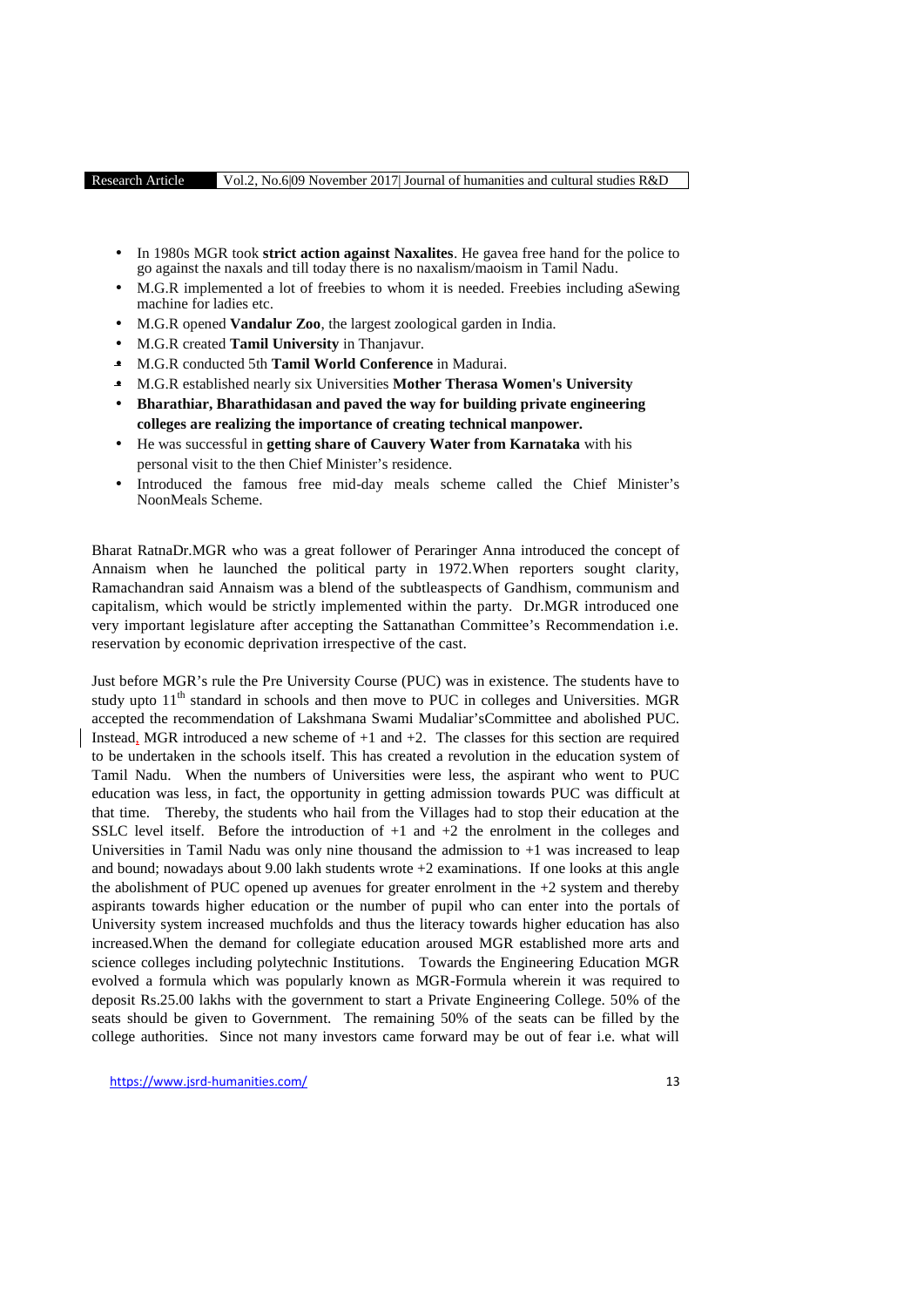- In 1980s MGR took **strict action against Naxalites**. He gavea free hand for the police to go against the naxals and till today there is no naxalism/maoism in Tamil Nadu.
- M.G.R implemented a lot of freebies to whom it is needed. Freebies including aSewing machine for ladies etc.
- M.G.R opened **Vandalur Zoo**, the largest zoological garden in India.
- M.G.R created **Tamil University** in Thanjavur.
- M.G.R conducted 5th **Tamil World Conference** in Madurai.
- M.G.R established nearly six Universities **Mother Therasa Women's University**
- **Bharathiar, Bharathidasan and paved the way for building private engineering colleges are realizing the importance of creating technical manpower.**
- He was successful in **getting share of Cauvery Water from Karnataka** with his personal visit to the then Chief Minister's residence.
- Introduced the famous free mid-day meals scheme called the Chief Minister's NoonMeals Scheme.

Bharat RatnaDr.MGR who was a great follower of Peraringer Anna introduced the concept of Annaism when he launched the political party in 1972.When reporters sought clarity, Ramachandran said Annaism was a blend of the subtleaspects of Gandhism, communism and capitalism, which would be strictly implemented within the party. Dr.MGR introduced one very important legislature after accepting the Sattanathan Committee's Recommendation i.e. reservation by economic deprivation irrespective of the cast.

Just before MGR's rule the Pre University Course (PUC) was in existence. The students have to study upto 11th standard in schools and then move to PUC in colleges and Universities. MGR accepted the recommendation of Lakshmana Swami Mudaliar'sCommittee and abolished PUC. Instead, MGR introduced a new scheme of +1 and +2. The classes for this section are required to be undertaken in the schools itself. This has created a revolution in the education system of Tamil Nadu. When the numbers of Universities were less, the aspirant who went to PUC education was less, in fact, the opportunity in getting admission towards PUC was difficult at that time. Thereby, the students who hail from the Villages had to stop their education at the SSLC level itself. Before the introduction of +1 and +2 the enrolment in the colleges and Universities in Tamil Nadu was only nine thousand the admission to +1 was increased to leap and bound; nowadays about 9.00 lakh students wrote +2 examinations. If one looks at this angle the abolishment of PUC opened up avenues for greater enrolment in the +2 system and thereby aspirants towards higher education or the number of pupil who can enter into the portals of University system increased muchfolds and thus the literacy towards higher education has also increased.When the demand for collegiate education aroused MGR established more arts and science colleges including polytechnic Institutions. Towards the Engineering Education MGR evolved a formula which was popularly known as MGR-Formula wherein it was required to deposit Rs.25.00 lakhs with the government to start a Private Engineering College. 50% of the seats should be given to Government. The remaining 50% of the seats can be filled by the college authorities. Since not many investors came forward may be out of fear i.e. what will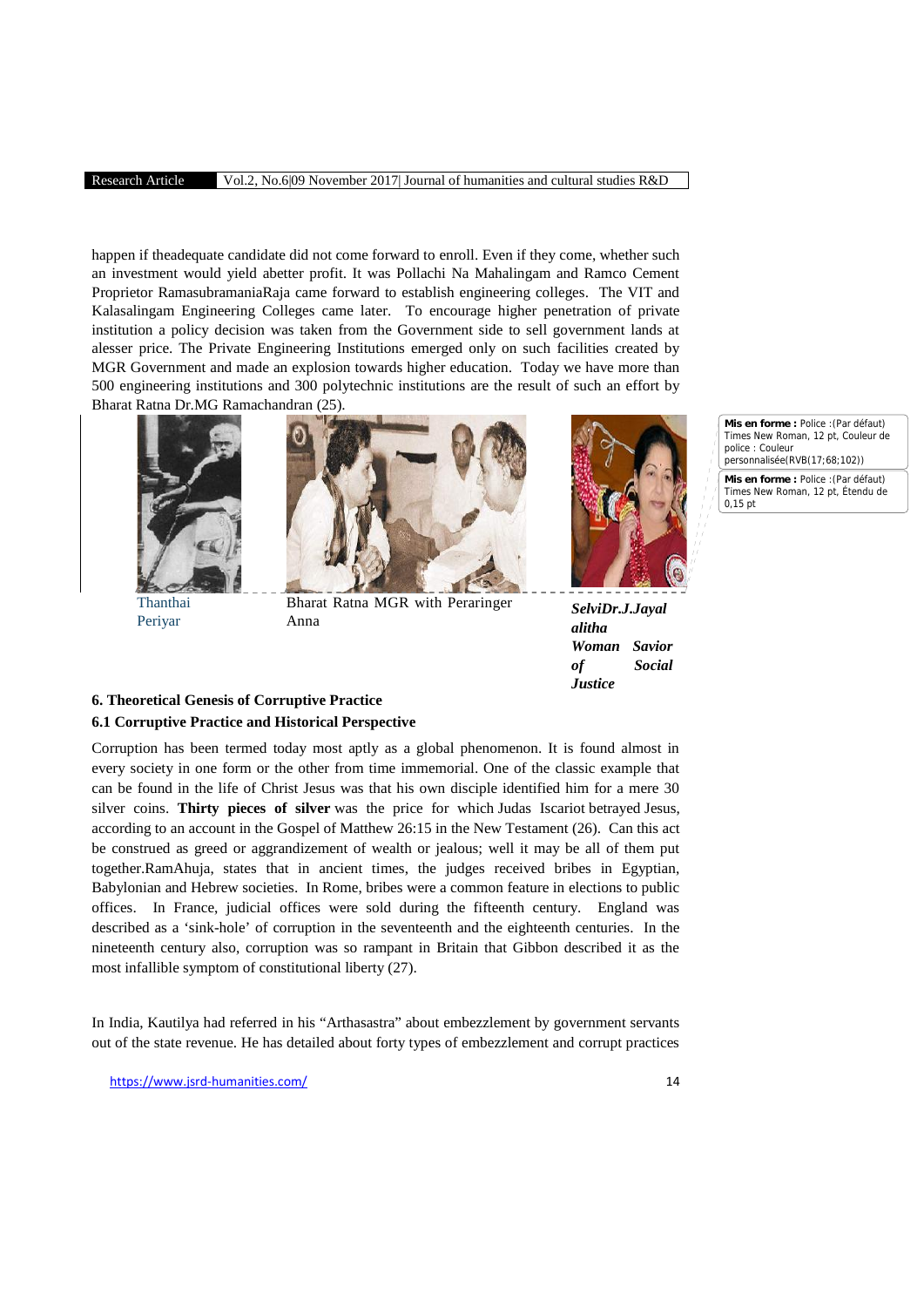happen if theadequate candidate did not come forward to enroll. Even if they come, whether such an investment would yield abetter profit. It was Pollachi Na Mahalingam and Ramco Cement Proprietor RamasubramaniaRaja came forward to establish engineering colleges. The VIT and Kalasalingam Engineering Colleges came later. To encourage higher penetration of private institution a policy decision was taken from the Government side to sell government lands at alesser price. The Private Engineering Institutions emerged only on such facilities created by MGR Government and made an explosion towards higher education. Today we have more than 500 engineering institutions and 300 polytechnic institutions are the result of such an effort by Bharat Ratna Dr.MG Ramachandran (25).

Thanthai Periyar

Bharat Ratna MGR with Peraringer Anna

***SelviDr.J.Jayalitha Woman Savior of Social Justice***

**6. Theoretical Genesis of Corruptive Practice**

**6.1 Corruptive Practice and Historical Perspective**

Corruption has been termed today most aptly as a global phenomenon. It is found almost in every society in one form or the other from time immemorial. One of the classic example that can be found in the life of Christ Jesus was that his own disciple identified him for a mere 30 silver coins. **Thirty pieces of silver** was the price for which Judas Iscariot betrayed Jesus, according to an account in the Gospel of Matthew 26:15 in the New Testament (26). Can this act be construed as greed or aggrandizement of wealth or jealous; well it may be all of them put together.RamAhuja, states that in ancient times, the judges received bribes in Egyptian, Babylonian and Hebrew societies. In Rome, bribes were a common feature in elections to public offices. In France, judicial offices were sold during the fifteenth century. England was described as a 'sink-hole' of corruption in the seventeenth and the eighteenth centuries. In the nineteenth century also, corruption was so rampant in Britain that Gibbon described it as the most infallible symptom of constitutional liberty (27).

In India, Kautilya had referred in his "Arthasastra" about embezzlement by government servants out of the state revenue. He has detailed about forty types of embezzlement and corrupt practices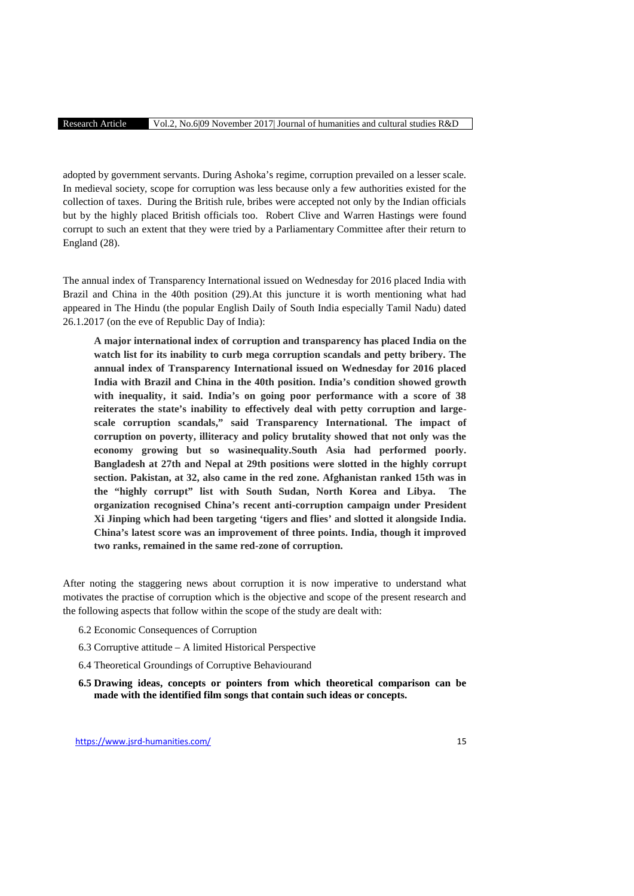adopted by government servants. During Ashoka's regime, corruption prevailed on a lesser scale. In medieval society, scope for corruption was less because only a few authorities existed for the collection of taxes. During the British rule, bribes were accepted not only by the Indian officials but by the highly placed British officials too. Robert Clive and Warren Hastings were found corrupt to such an extent that they were tried by a Parliamentary Committee after their return to England (28).

The annual index of Transparency International issued on Wednesday for 2016 placed India with Brazil and China in the 40th position (29).At this juncture it is worth mentioning what had appeared in The Hindu (the popular English Daily of South India especially Tamil Nadu) dated 26.1.2017 (on the eve of Republic Day of India):

> **A major international index of corruption and transparency has placed India on the watch list for its inability to curb mega corruption scandals and petty bribery. The annual index of Transparency International issued on Wednesday for 2016 placed India with Brazil and China in the 40th position. India's condition showed growth with inequality, it said. India's on going poor performance with a score of 38 reiterates the state's inability to effectively deal with petty corruption and large-scale corruption scandals," said Transparency International. The impact of corruption on poverty, illiteracy and policy brutality showed that not only was the economy growing but so wasinequality.South Asia had performed poorly. Bangladesh at 27th and Nepal at 29th positions were slotted in the highly corrupt section. Pakistan, at 32, also came in the red zone. Afghanistan ranked 15th was in the "highly corrupt" list with South Sudan, North Korea and Libya. The organization recognised China's recent anti-corruption campaign under President Xi Jinping which had been targeting 'tigers and flies' and slotted it alongside India. China's latest score was an improvement of three points. India, though it improved two ranks, remained in the same red-zone of corruption.**

After noting the staggering news about corruption it is now imperative to understand what motivates the practise of corruption which is the objective and scope of the present research and the following aspects that follow within the scope of the study are dealt with:

- 6.2 Economic Consequences of Corruption
- 6.3 Corruptive attitude – A limited Historical Perspective
- 6.4 Theoretical Groundings of Corruptive Behaviourand
- **6.5 Drawing ideas, concepts or pointers from which theoretical comparison can be made with the identified film songs that contain such ideas or concepts.**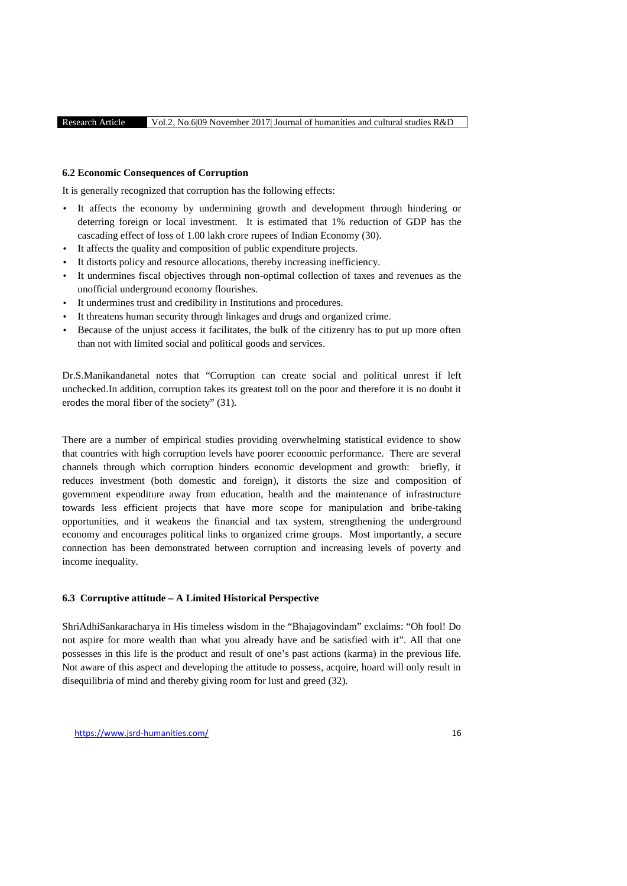### 6.2 Economic Consequences of Corruption

It is generally recognized that corruption has the following effects:

- It affects the economy by undermining growth and development through hindering or deterring foreign or local investment. It is estimated that 1% reduction of GDP has the cascading effect of loss of 1.00 lakh crore rupees of Indian Economy (30).
- It affects the quality and composition of public expenditure projects.
- It distorts policy and resource allocations, thereby increasing inefficiency.
- It undermines fiscal objectives through non-optimal collection of taxes and revenues as the unofficial underground economy flourishes.
- It undermines trust and credibility in Institutions and procedures.
- It threatens human security through linkages and drugs and organized crime.
- Because of the unjust access it facilitates, the bulk of the citizenry has to put up more often than not with limited social and political goods and services.

Dr.S.Manikandanetal notes that "Corruption can create social and political unrest if left unchecked.In addition, corruption takes its greatest toll on the poor and therefore it is no doubt it erodes the moral fiber of the society" (31).

There are a number of empirical studies providing overwhelming statistical evidence to show that countries with high corruption levels have poorer economic performance. There are several channels through which corruption hinders economic development and growth: briefly, it reduces investment (both domestic and foreign), it distorts the size and composition of government expenditure away from education, health and the maintenance of infrastructure towards less efficient projects that have more scope for manipulation and bribe-taking opportunities, and it weakens the financial and tax system, strengthening the underground economy and encourages political links to organized crime groups. Most importantly, a secure connection has been demonstrated between corruption and increasing levels of poverty and income inequality.

### 6.3 Corruptive attitude – A Limited Historical Perspective

ShriAdhiSankaracharya in His timeless wisdom in the "Bhajagovindam" exclaims: "Oh fool! Do not aspire for more wealth than what you already have and be satisfied with it". All that one possesses in this life is the product and result of one's past actions (karma) in the previous life. Not aware of this aspect and developing the attitude to possess, acquire, hoard will only result in disequilibria of mind and thereby giving room for lust and greed (32).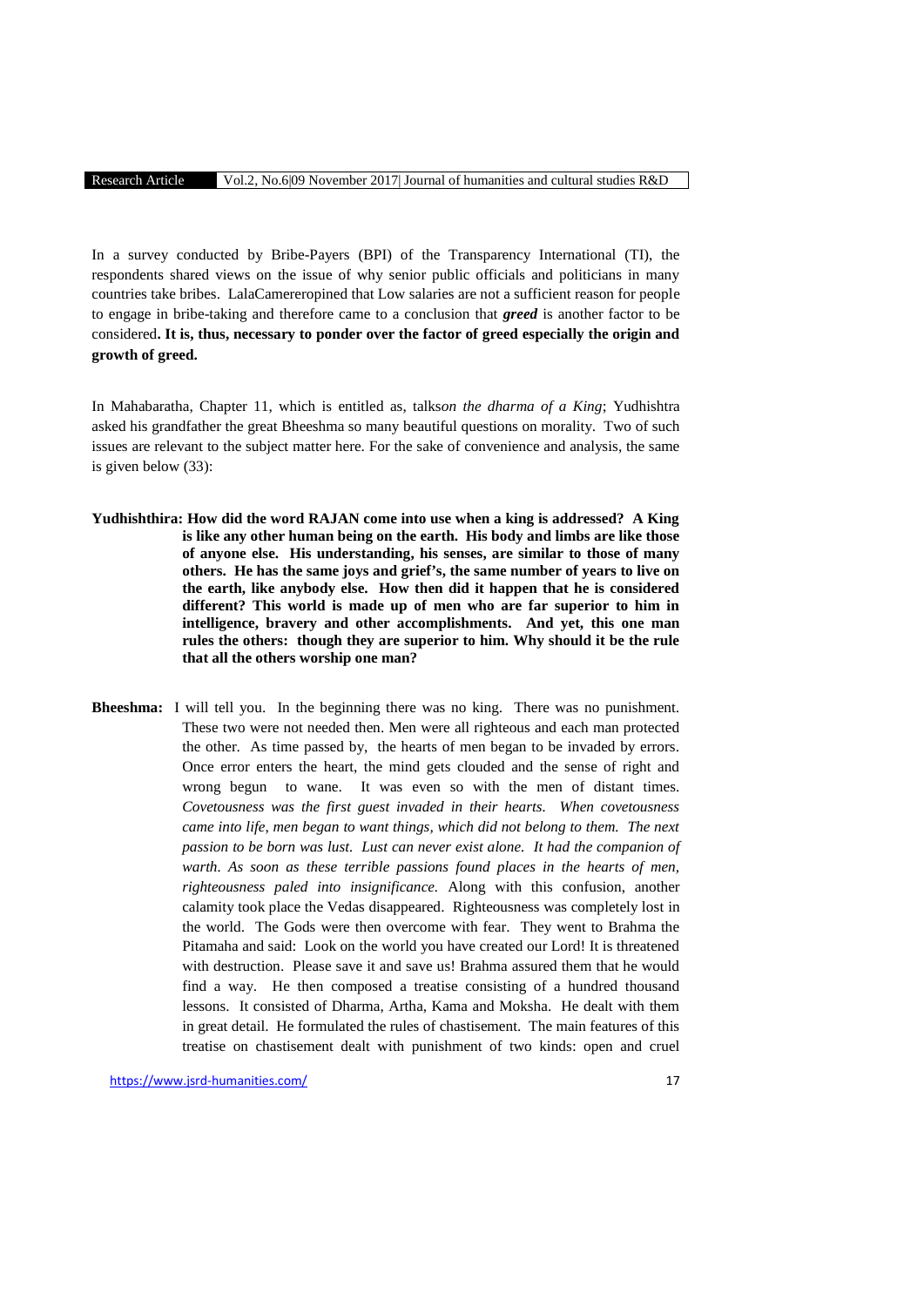In a survey conducted by Bribe-Payers (BPI) of the Transparency International (TI), the respondents shared views on the issue of why senior public officials and politicians in many countries take bribes. LalaCamereropined that Low salaries are not a sufficient reason for people to engage in bribe-taking and therefore came to a conclusion that ***greed*** is another factor to be considered**. It is, thus, necessary to ponder over the factor of greed especially the origin and growth of greed.**

In Mahabaratha, Chapter 11, which is entitled as, talks*on the dharma of a King*; Yudhishtra asked his grandfather the great Bheeshma so many beautiful questions on morality. Two of such issues are relevant to the subject matter here. For the sake of convenience and analysis, the same is given below (33):

**Yudhishthira: How did the word RAJAN come into use when a king is addressed? A King is like any other human being on the earth. His body and limbs are like those of anyone else. His understanding, his senses, are similar to those of many others. He has the same joys and grief's, the same number of years to live on the earth, like anybody else. How then did it happen that he is considered different? This world is made up of men who are far superior to him in intelligence, bravery and other accomplishments. And yet, this one man rules the others: though they are superior to him. Why should it be the rule that all the others worship one man?**

**Bheeshma:** I will tell you. In the beginning there was no king. There was no punishment. These two were not needed then. Men were all righteous and each man protected the other. As time passed by, the hearts of men began to be invaded by errors. Once error enters the heart, the mind gets clouded and the sense of right and wrong begun to wane. It was even so with the men of distant times. *Covetousness was the first guest invaded in their hearts. When covetousness came into life, men began to want things, which did not belong to them. The next passion to be born was lust. Lust can never exist alone. It had the companion of warth. As soon as these terrible passions found places in the hearts of men, righteousness paled into insignificance.* Along with this confusion, another calamity took place the Vedas disappeared. Righteousness was completely lost in the world. The Gods were then overcome with fear. They went to Brahma the Pitamaha and said: Look on the world you have created our Lord! It is threatened with destruction. Please save it and save us! Brahma assured them that he would find a way. He then composed a treatise consisting of a hundred thousand lessons. It consisted of Dharma, Artha, Kama and Moksha. He dealt with them in great detail. He formulated the rules of chastisement. The main features of this treatise on chastisement dealt with punishment of two kinds: open and cruel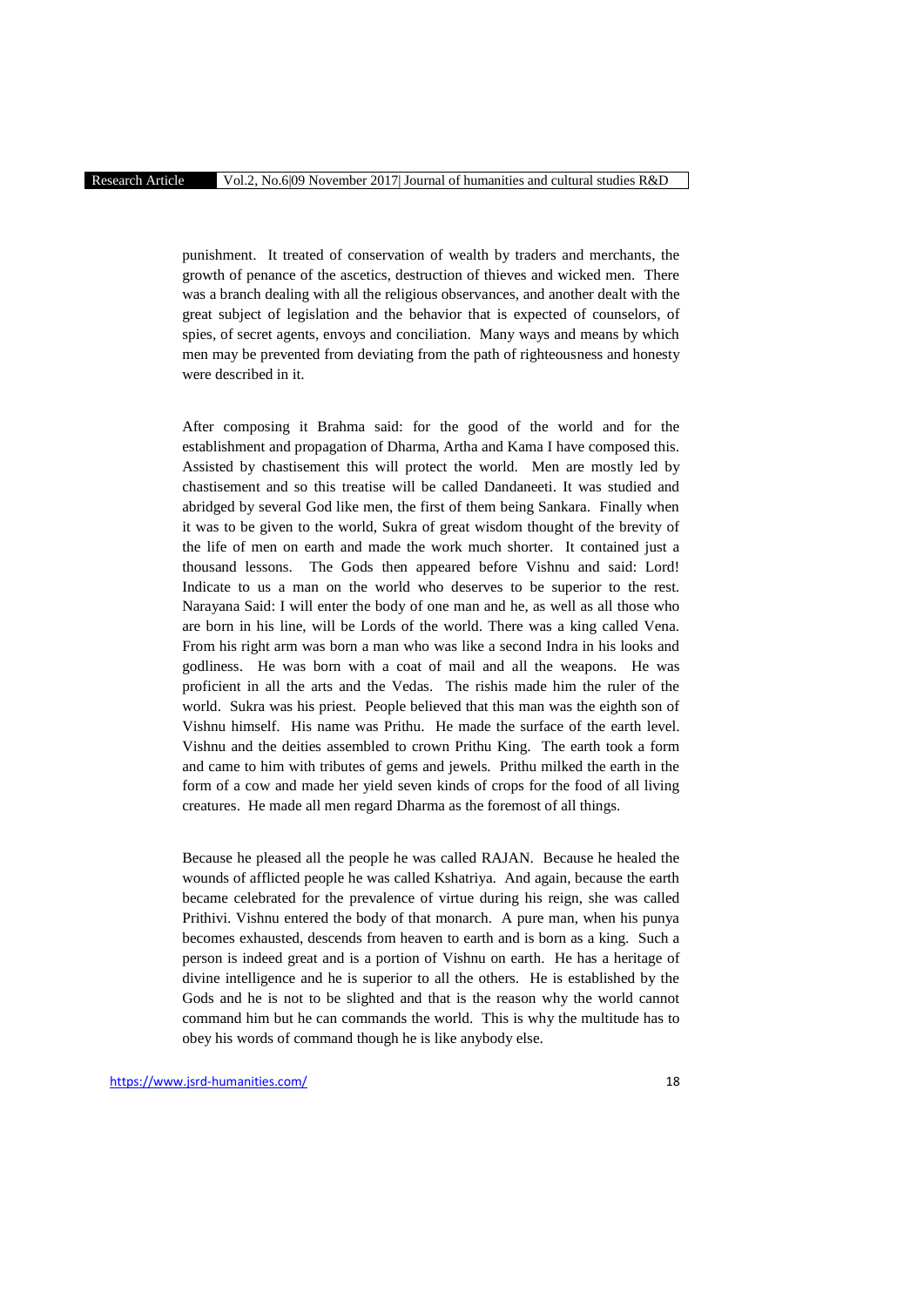punishment. It treated of conservation of wealth by traders and merchants, the growth of penance of the ascetics, destruction of thieves and wicked men. There was a branch dealing with all the religious observances, and another dealt with the great subject of legislation and the behavior that is expected of counselors, of spies, of secret agents, envoys and conciliation. Many ways and means by which men may be prevented from deviating from the path of righteousness and honesty were described in it.

After composing it Brahma said: for the good of the world and for the establishment and propagation of Dharma, Artha and Kama I have composed this. Assisted by chastisement this will protect the world. Men are mostly led by chastisement and so this treatise will be called Dandaneeti. It was studied and abridged by several God like men, the first of them being Sankara. Finally when it was to be given to the world, Sukra of great wisdom thought of the brevity of the life of men on earth and made the work much shorter. It contained just a thousand lessons. The Gods then appeared before Vishnu and said: Lord! Indicate to us a man on the world who deserves to be superior to the rest. Narayana Said: I will enter the body of one man and he, as well as all those who are born in his line, will be Lords of the world. There was a king called Vena. From his right arm was born a man who was like a second Indra in his looks and godliness. He was born with a coat of mail and all the weapons. He was proficient in all the arts and the Vedas. The rishis made him the ruler of the world. Sukra was his priest. People believed that this man was the eighth son of Vishnu himself. His name was Prithu. He made the surface of the earth level. Vishnu and the deities assembled to crown Prithu King. The earth took a form and came to him with tributes of gems and jewels. Prithu milked the earth in the form of a cow and made her yield seven kinds of crops for the food of all living creatures. He made all men regard Dharma as the foremost of all things.

Because he pleased all the people he was called RAJAN. Because he healed the wounds of afflicted people he was called Kshatriya. And again, because the earth became celebrated for the prevalence of virtue during his reign, she was called Prithivi. Vishnu entered the body of that monarch. A pure man, when his punya becomes exhausted, descends from heaven to earth and is born as a king. Such a person is indeed great and is a portion of Vishnu on earth. He has a heritage of divine intelligence and he is superior to all the others. He is established by the Gods and he is not to be slighted and that is the reason why the world cannot command him but he can commands the world. This is why the multitude has to obey his words of command though he is like anybody else.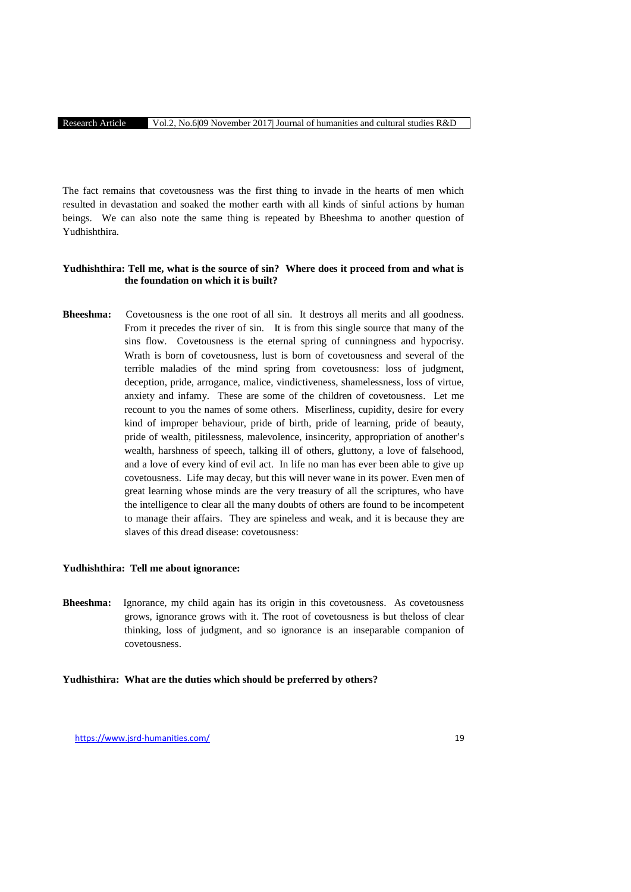The fact remains that covetousness was the first thing to invade in the hearts of men which resulted in devastation and soaked the mother earth with all kinds of sinful actions by human beings. We can also note the same thing is repeated by Bheeshma to another question of Yudhishthira.

**Yudhishthira: Tell me, what is the source of sin? Where does it proceed from and what is the foundation on which it is built?**

**Bheeshma:** Covetousness is the one root of all sin. It destroys all merits and all goodness. From it precedes the river of sin. It is from this single source that many of the sins flow. Covetousness is the eternal spring of cunningness and hypocrisy. Wrath is born of covetousness, lust is born of covetousness and several of the terrible maladies of the mind spring from covetousness: loss of judgment, deception, pride, arrogance, malice, vindictiveness, shamelessness, loss of virtue, anxiety and infamy. These are some of the children of covetousness. Let me recount to you the names of some others. Miserliness, cupidity, desire for every kind of improper behaviour, pride of birth, pride of learning, pride of beauty, pride of wealth, pitilessness, malevolence, insincerity, appropriation of another's wealth, harshness of speech, talking ill of others, gluttony, a love of falsehood, and a love of every kind of evil act. In life no man has ever been able to give up covetousness. Life may decay, but this will never wane in its power. Even men of great learning whose minds are the very treasury of all the scriptures, who have the intelligence to clear all the many doubts of others are found to be incompetent to manage their affairs. They are spineless and weak, and it is because they are slaves of this dread disease: covetousness:

**Yudhishthira: Tell me about ignorance:**

**Bheeshma:** Ignorance, my child again has its origin in this covetousness. As covetousness grows, ignorance grows with it. The root of covetousness is but theloss of clear thinking, loss of judgment, and so ignorance is an inseparable companion of covetousness.

**Yudhisthira: What are the duties which should be preferred by others?**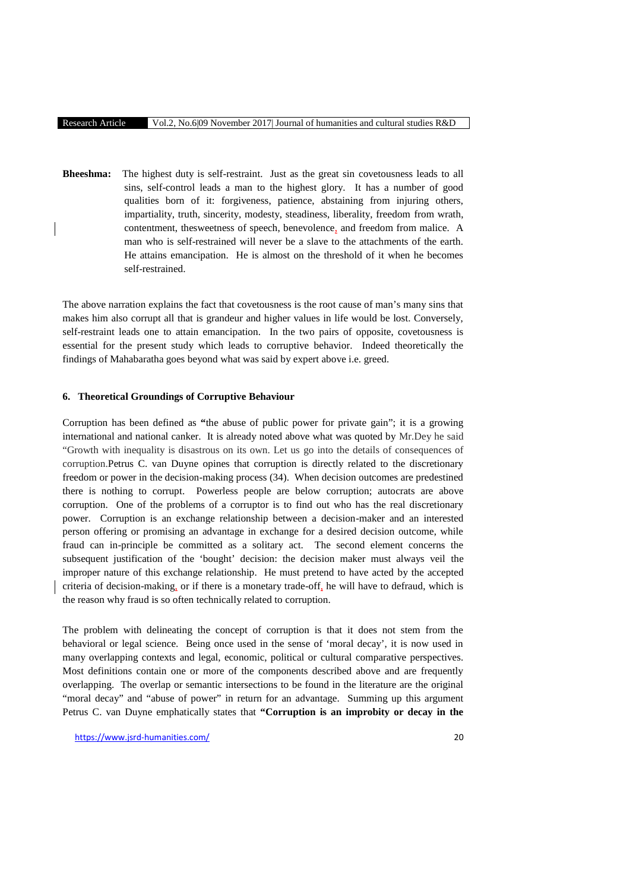**Bheeshma:** The highest duty is self-restraint. Just as the great sin covetousness leads to all sins, self-control leads a man to the highest glory. It has a number of good qualities born of it: forgiveness, patience, abstaining from injuring others, impartiality, truth, sincerity, modesty, steadiness, liberality, freedom from wrath, contentment, thesweetness of speech, benevolence, and freedom from malice. A man who is self-restrained will never be a slave to the attachments of the earth. He attains emancipation. He is almost on the threshold of it when he becomes self-restrained.

The above narration explains the fact that covetousness is the root cause of man's many sins that makes him also corrupt all that is grandeur and higher values in life would be lost. Conversely, self-restraint leads one to attain emancipation. In the two pairs of opposite, covetousness is essential for the present study which leads to corruptive behavior. Indeed theoretically the findings of Mahabaratha goes beyond what was said by expert above i.e. greed.

#### 6. Theoretical Groundings of Corruptive Behaviour

Corruption has been defined as **"**the abuse of public power for private gain"; it is a growing international and national canker. It is already noted above what was quoted by Mr.Dey he said "Growth with inequality is disastrous on its own. Let us go into the details of consequences of corruption.Petrus C. van Duyne opines that corruption is directly related to the discretionary freedom or power in the decision-making process (34). When decision outcomes are predestined there is nothing to corrupt. Powerless people are below corruption; autocrats are above corruption. One of the problems of a corruptor is to find out who has the real discretionary power. Corruption is an exchange relationship between a decision-maker and an interested person offering or promising an advantage in exchange for a desired decision outcome, while fraud can in-principle be committed as a solitary act. The second element concerns the subsequent justification of the 'bought' decision: the decision maker must always veil the improper nature of this exchange relationship. He must pretend to have acted by the accepted criteria of decision-making, or if there is a monetary trade-off, he will have to defraud, which is the reason why fraud is so often technically related to corruption.

The problem with delineating the concept of corruption is that it does not stem from the behavioral or legal science. Being once used in the sense of 'moral decay', it is now used in many overlapping contexts and legal, economic, political or cultural comparative perspectives. Most definitions contain one or more of the components described above and are frequently overlapping. The overlap or semantic intersections to be found in the literature are the original "moral decay" and "abuse of power" in return for an advantage. Summing up this argument Petrus C. van Duyne emphatically states that **"Corruption is an improbity or decay in the**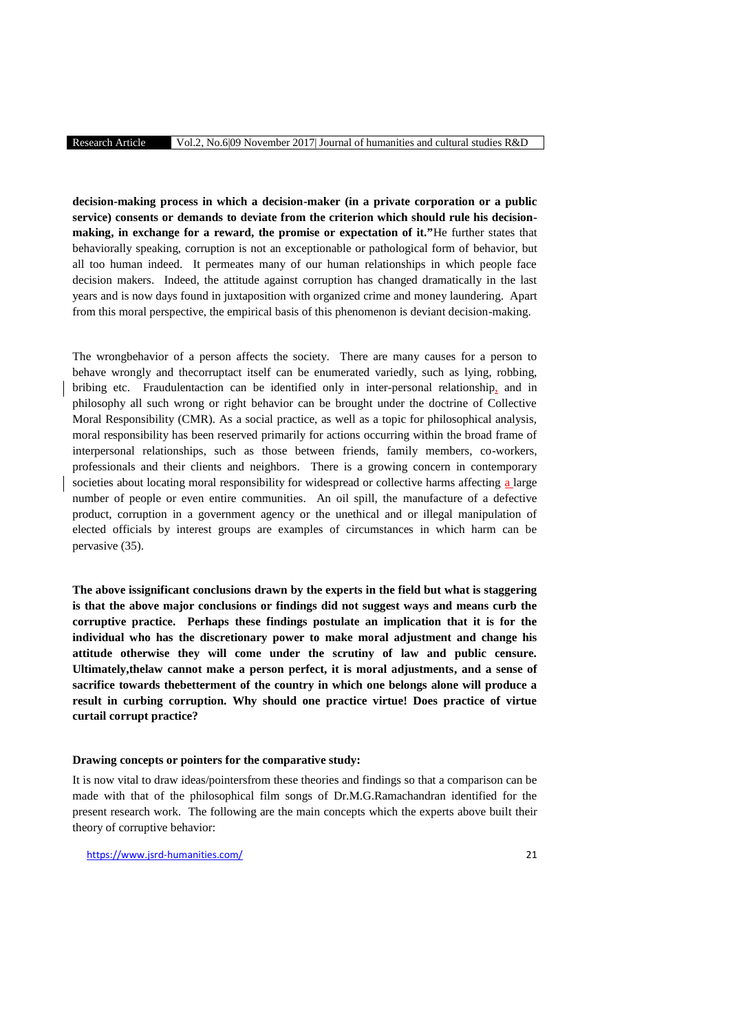**decision-making process in which a decision-maker (in a private corporation or a public service) consents or demands to deviate from the criterion which should rule his decision-making, in exchange for a reward, the promise or expectation of it."**He further states that behaviorally speaking, corruption is not an exceptionable or pathological form of behavior, but all too human indeed. It permeates many of our human relationships in which people face decision makers. Indeed, the attitude against corruption has changed dramatically in the last years and is now days found in juxtaposition with organized crime and money laundering. Apart from this moral perspective, the empirical basis of this phenomenon is deviant decision-making.

The wrongbehavior of a person affects the society. There are many causes for a person to behave wrongly and thecorruptact itself can be enumerated variedly, such as lying, robbing, bribing etc. Fraudulentaction can be identified only in inter-personal relationship, and in philosophy all such wrong or right behavior can be brought under the doctrine of Collective Moral Responsibility (CMR). As a social practice, as well as a topic for philosophical analysis, moral responsibility has been reserved primarily for actions occurring within the broad frame of interpersonal relationships, such as those between friends, family members, co-workers, professionals and their clients and neighbors. There is a growing concern in contemporary societies about locating moral responsibility for widespread or collective harms affecting a large number of people or even entire communities. An oil spill, the manufacture of a defective product, corruption in a government agency or the unethical and or illegal manipulation of elected officials by interest groups are examples of circumstances in which harm can be pervasive (35).

**The above issignificant conclusions drawn by the experts in the field but what is staggering is that the above major conclusions or findings did not suggest ways and means curb the corruptive practice. Perhaps these findings postulate an implication that it is for the individual who has the discretionary power to make moral adjustment and change his attitude otherwise they will come under the scrutiny of law and public censure. Ultimately,thelaw cannot make a person perfect, it is moral adjustments, and a sense of sacrifice towards thebetterment of the country in which one belongs alone will produce a result in curbing corruption. Why should one practice virtue! Does practice of virtue curtail corrupt practice?**

**Drawing concepts or pointers for the comparative study:**

It is now vital to draw ideas/pointersfrom these theories and findings so that a comparison can be made with that of the philosophical film songs of Dr.M.G.Ramachandran identified for the present research work. The following are the main concepts which the experts above built their theory of corruptive behavior: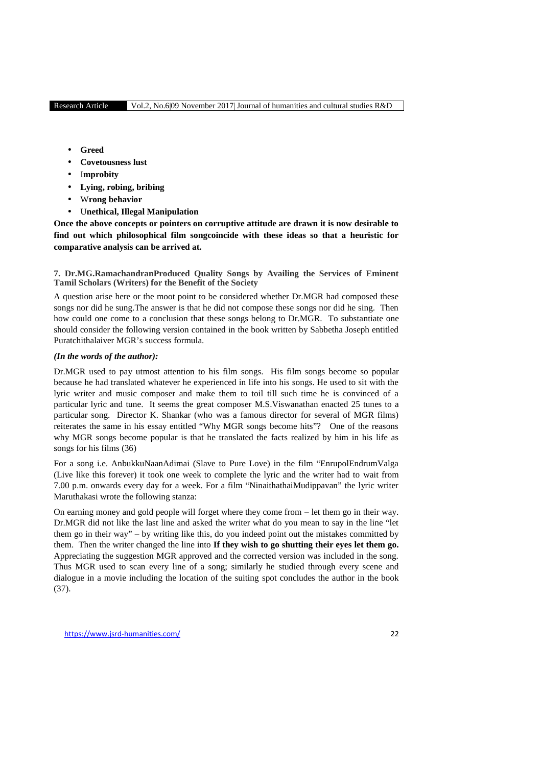- **Greed**
- **Covetousness lust**
- I**mprobity**
- **Lying, robing, bribing**
- W**rong behavior**
- U**nethical, Illegal Manipulation**

**Once the above concepts or pointers on corruptive attitude are drawn it is now desirable to find out which philosophical film songcoincide with these ideas so that a heuristic for comparative analysis can be arrived at.**

### 7. Dr.MG.RamachandranProduced Quality Songs by Availing the Services of Eminent Tamil Scholars (Writers) for the Benefit of the Society

A question arise here or the moot point to be considered whether Dr.MGR had composed these songs nor did he sung.The answer is that he did not compose these songs nor did he sing. Then how could one come to a conclusion that these songs belong to Dr.MGR. To substantiate one should consider the following version contained in the book written by Sabbetha Joseph entitled Puratchithalaiver MGR's success formula.

***(In the words of the author):***

Dr.MGR used to pay utmost attention to his film songs. His film songs become so popular because he had translated whatever he experienced in life into his songs. He used to sit with the lyric writer and music composer and make them to toil till such time he is convinced of a particular lyric and tune. It seems the great composer M.S.Viswanathan enacted 25 tunes to a particular song. Director K. Shankar (who was a famous director for several of MGR films) reiterates the same in his essay entitled "Why MGR songs become hits"? One of the reasons why MGR songs become popular is that he translated the facts realized by him in his life as songs for his films (36)

For a song i.e. AnbukkuNaanAdimai (Slave to Pure Love) in the film "EnrupolEndrumValga (Live like this forever) it took one week to complete the lyric and the writer had to wait from 7.00 p.m. onwards every day for a week. For a film "NinaithathaiMudippavan" the lyric writer Maruthakasi wrote the following stanza:

On earning money and gold people will forget where they come from – let them go in their way. Dr.MGR did not like the last line and asked the writer what do you mean to say in the line "let them go in their way" – by writing like this, do you indeed point out the mistakes committed by them. Then the writer changed the line into **If they wish to go shutting their eyes let them go.** Appreciating the suggestion MGR approved and the corrected version was included in the song. Thus MGR used to scan every line of a song; similarly he studied through every scene and dialogue in a movie including the location of the suiting spot concludes the author in the book (37).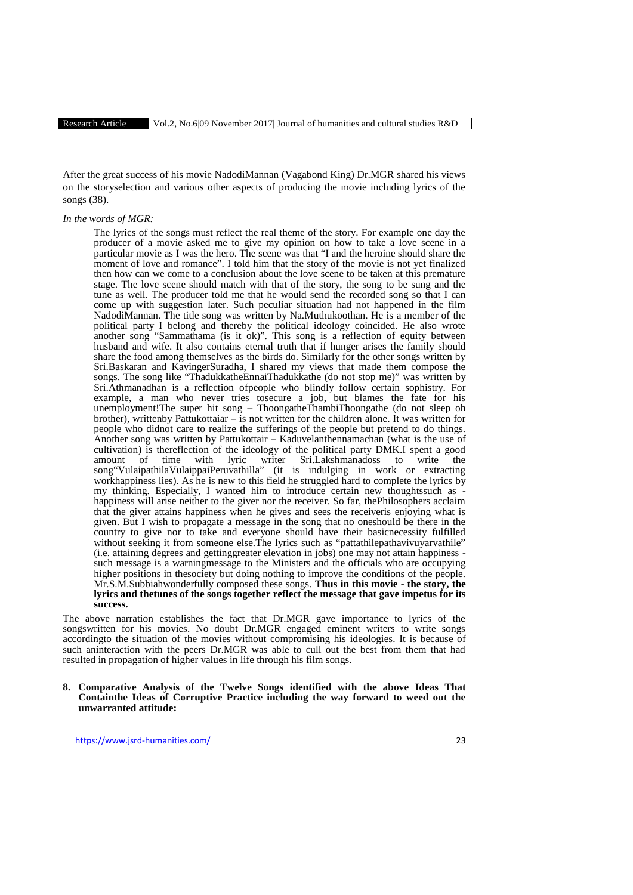After the great success of his movie NadodiMannan (Vagabond King) Dr.MGR shared his views on the storyselection and various other aspects of producing the movie including lyrics of the songs (38).

*In the words of MGR:*

> The lyrics of the songs must reflect the real theme of the story. For example one day the producer of a movie asked me to give my opinion on how to take a love scene in a particular movie as I was the hero. The scene was that "I and the heroine should share the moment of love and romance". I told him that the story of the movie is not yet finalized then how can we come to a conclusion about the love scene to be taken at this premature stage. The love scene should match with that of the story, the song to be sung and the tune as well. The producer told me that he would send the recorded song so that I can come up with suggestion later. Such peculiar situation had not happened in the film NadodiMannan. The title song was written by Na.Muthukoothan. He is a member of the political party I belong and thereby the political ideology coincided. He also wrote another song "Sammathama (is it ok)". This song is a reflection of equity between husband and wife. It also contains eternal truth that if hunger arises the family should share the food among themselves as the birds do. Similarly for the other songs written by Sri.Baskaran and KavingerSuradha, I shared my views that made them compose the songs. The song like "ThadukkatheEnnaiThadukkathe (do not stop me)" was written by Sri.Athmanadhan is a reflection ofpeople who blindly follow certain sophistry. For example, a man who never tries tosecure a job, but blames the fate for his unemployment!The super hit song – ThoongatheThambiThoongathe (do not sleep oh brother), writtenby Pattukottaiar – is not written for the children alone. It was written for people who didnot care to realize the sufferings of the people but pretend to do things. Another song was written by Pattukottair – Kaduvelanthennamachan (what is the use of cultivation) is thereflection of the ideology of the political party DMK.I spent a good amount of time with lyric writer Sri.Lakshmanadoss to write the song"VulaipathilaVulaippaiPeruvathilla" (it is indulging in work or extracting workhappiness lies). As he is new to this field he struggled hard to complete the lyrics by my thinking. Especially, I wanted him to introduce certain new thoughtssuch as - happiness will arise neither to the giver nor the receiver. So far, thePhilosophers acclaim that the giver attains happiness when he gives and sees the receiveris enjoying what is given. But I wish to propagate a message in the song that no oneshould be there in the country to give nor to take and everyone should have their basicnecessity fulfilled without seeking it from someone else.The lyrics such as "pattathilepathavivuyarvathile" (i.e. attaining degrees and gettinggreater elevation in jobs) one may not attain happiness - such message is a warningmessage to the Ministers and the officials who are occupying higher positions in thesociety but doing nothing to improve the conditions of the people. Mr.S.M.Subbiahwonderfully composed these songs. **Thus in this movie - the story, the lyrics and thetunes of the songs together reflect the message that gave impetus for its success.**

The above narration establishes the fact that Dr.MGR gave importance to lyrics of the songswritten for his movies. No doubt Dr.MGR engaged eminent writers to write songs accordingto the situation of the movies without compromising his ideologies. It is because of such aninteraction with the peers Dr.MGR was able to cull out the best from them that had resulted in propagation of higher values in life through his film songs.

**8. Comparative Analysis of the Twelve Songs identified with the above Ideas That Containthe Ideas of Corruptive Practice including the way forward to weed out the unwarranted attitude:**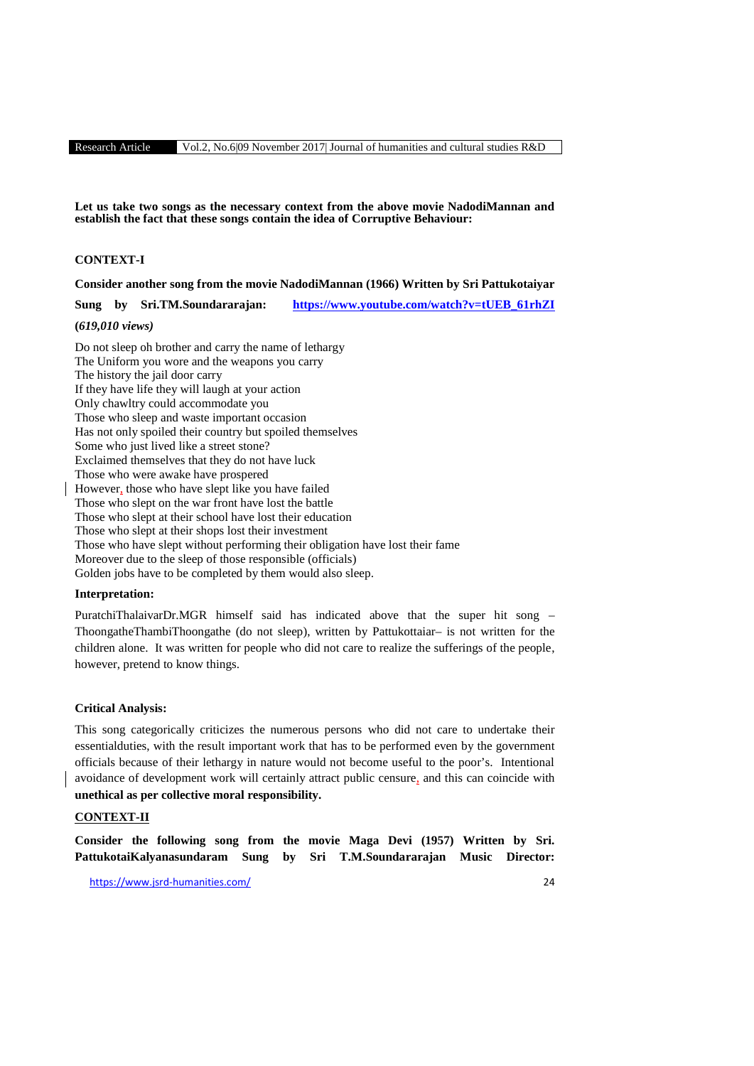**Let us take two songs as the necessary context from the above movie NadodiMannan and establish the fact that these songs contain the idea of Corruptive Behaviour:**

**CONTEXT-I**

**Consider another song from the movie NadodiMannan (1966) Written by Sri Pattukotaiyar**

**Sung by Sri.TM.Soundararajan: https://www.youtube.com/watch?v=tUEB_61rhZI**

**(*619,010 views)***

Do not sleep oh brother and carry the name of lethargy
The Uniform you wore and the weapons you carry
The history the jail door carry
If they have life they will laugh at your action
Only chawltry could accommodate you
Those who sleep and waste important occasion
Has not only spoiled their country but spoiled themselves
Some who just lived like a street stone?
Exclaimed themselves that they do not have luck
Those who were awake have prospered
However, those who have slept like you have failed
Those who slept on the war front have lost the battle
Those who slept at their school have lost their education
Those who slept at their shops lost their investment
Those who have slept without performing their obligation have lost their fame
Moreover due to the sleep of those responsible (officials)
Golden jobs have to be completed by them would also sleep.

**Interpretation:**

PuratchiThalaivarDr.MGR himself said has indicated above that the super hit song – ThoongatheThambiThoongathe (do not sleep), written by Pattukottaiar– is not written for the children alone. It was written for people who did not care to realize the sufferings of the people, however, pretend to know things.

**Critical Analysis:**

This song categorically criticizes the numerous persons who did not care to undertake their essentialduties, with the result important work that has to be performed even by the government officials because of their lethargy in nature would not become useful to the poor's. Intentional avoidance of development work will certainly attract public censure, and this can coincide with **unethical as per collective moral responsibility.**

**CONTEXT-II**

**Consider the following song from the movie Maga Devi (1957) Written by Sri. PattukotaiKalyanasundaram Sung by Sri T.M.Soundararajan Music Director:**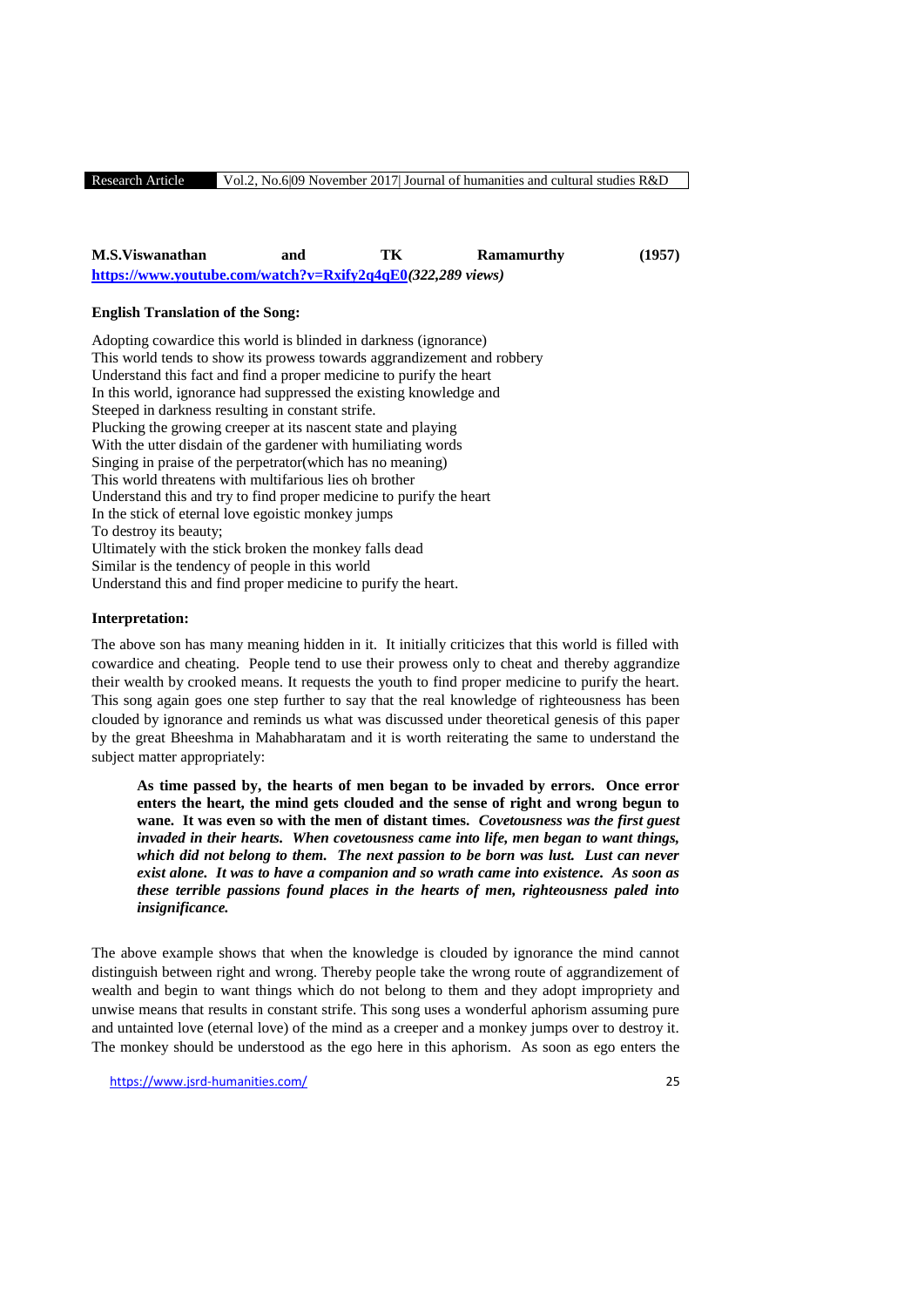**M.S.Viswanathan and TK Ramamurthy (1957)** **https://www.youtube.com/watch?v=Rxify2q4qE0***(322,289 views)*

**English Translation of the Song:**

Adopting cowardice this world is blinded in darkness (ignorance)
This world tends to show its prowess towards aggrandizement and robbery
Understand this fact and find a proper medicine to purify the heart
In this world, ignorance had suppressed the existing knowledge and
Steeped in darkness resulting in constant strife.
Plucking the growing creeper at its nascent state and playing
With the utter disdain of the gardener with humiliating words
Singing in praise of the perpetrator(which has no meaning)
This world threatens with multifarious lies oh brother
Understand this and try to find proper medicine to purify the heart
In the stick of eternal love egoistic monkey jumps
To destroy its beauty;
Ultimately with the stick broken the monkey falls dead
Similar is the tendency of people in this world
Understand this and find proper medicine to purify the heart.

**Interpretation:**

The above son has many meaning hidden in it. It initially criticizes that this world is filled with cowardice and cheating. People tend to use their prowess only to cheat and thereby aggrandize their wealth by crooked means. It requests the youth to find proper medicine to purify the heart. This song again goes one step further to say that the real knowledge of righteousness has been clouded by ignorance and reminds us what was discussed under theoretical genesis of this paper by the great Bheeshma in Mahabharatam and it is worth reiterating the same to understand the subject matter appropriately:

> **As time passed by, the hearts of men began to be invaded by errors. Once error enters the heart, the mind gets clouded and the sense of right and wrong begun to wane. It was even so with the men of distant times.** ***Covetousness was the first guest invaded in their hearts. When covetousness came into life, men began to want things, which did not belong to them. The next passion to be born was lust. Lust can never exist alone. It was to have a companion and so wrath came into existence. As soon as these terrible passions found places in the hearts of men, righteousness paled into insignificance.***

The above example shows that when the knowledge is clouded by ignorance the mind cannot distinguish between right and wrong. Thereby people take the wrong route of aggrandizement of wealth and begin to want things which do not belong to them and they adopt impropriety and unwise means that results in constant strife. This song uses a wonderful aphorism assuming pure and untainted love (eternal love) of the mind as a creeper and a monkey jumps over to destroy it. The monkey should be understood as the ego here in this aphorism. As soon as ego enters the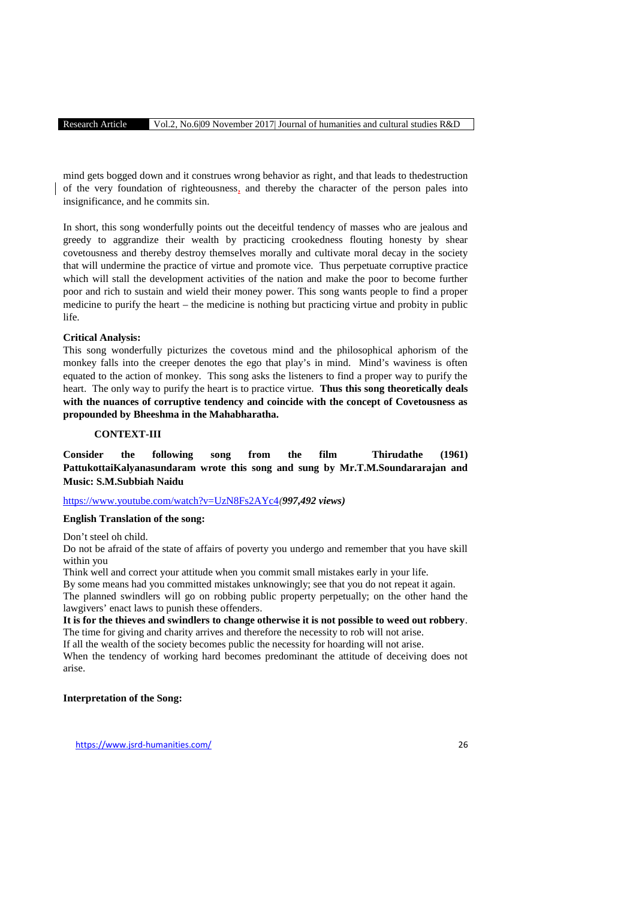mind gets bogged down and it construes wrong behavior as right, and that leads to thedestruction of the very foundation of righteousness, and thereby the character of the person pales into insignificance, and he commits sin.

In short, this song wonderfully points out the deceitful tendency of masses who are jealous and greedy to aggrandize their wealth by practicing crookedness flouting honesty by shear covetousness and thereby destroy themselves morally and cultivate moral decay in the society that will undermine the practice of virtue and promote vice. Thus perpetuate corruptive practice which will stall the development activities of the nation and make the poor to become further poor and rich to sustain and wield their money power. This song wants people to find a proper medicine to purify the heart – the medicine is nothing but practicing virtue and probity in public life.

**Critical Analysis:**

This song wonderfully picturizes the covetous mind and the philosophical aphorism of the monkey falls into the creeper denotes the ego that play's in mind. Mind's waviness is often equated to the action of monkey. This song asks the listeners to find a proper way to purify the heart. The only way to purify the heart is to practice virtue. **Thus this song theoretically deals with the nuances of corruptive tendency and coincide with the concept of Covetousness as propounded by Bheeshma in the Mahabharatha.**

**CONTEXT-III**

**Consider the following song from the film Thirudathe (1961) PattukottaiKalyanasundaram wrote this song and sung by Mr.T.M.Soundararajan and Music: S.M.Subbiah Naidu**

https://www.youtube.com/watch?v=UzN8Fs2AYc4*(997,492 views)*

**English Translation of the song:**

Don't steel oh child.
Do not be afraid of the state of affairs of poverty you undergo and remember that you have skill within you
Think well and correct your attitude when you commit small mistakes early in your life.
By some means had you committed mistakes unknowingly; see that you do not repeat it again.
The planned swindlers will go on robbing public property perpetually; on the other hand the lawgivers' enact laws to punish these offenders.
**It is for the thieves and swindlers to change otherwise it is not possible to weed out robbery**.
The time for giving and charity arrives and therefore the necessity to rob will not arise.
If all the wealth of the society becomes public the necessity for hoarding will not arise.
When the tendency of working hard becomes predominant the attitude of deceiving does not arise.

**Interpretation of the Song:**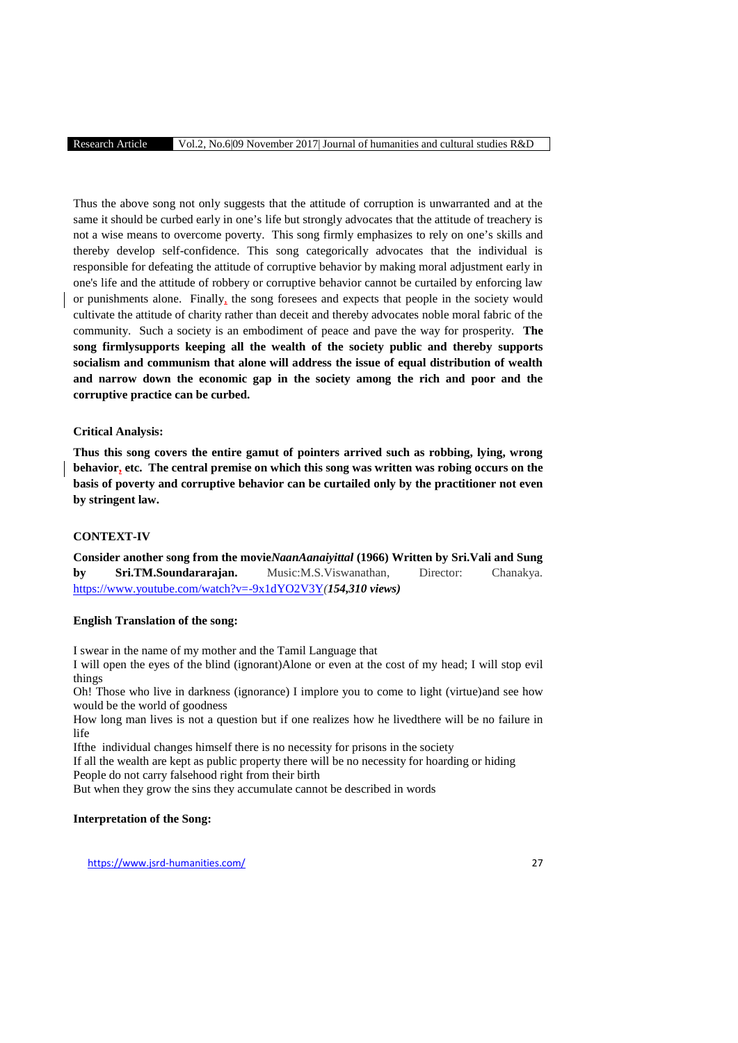Thus the above song not only suggests that the attitude of corruption is unwarranted and at the same it should be curbed early in one's life but strongly advocates that the attitude of treachery is not a wise means to overcome poverty. This song firmly emphasizes to rely on one's skills and thereby develop self-confidence. This song categorically advocates that the individual is responsible for defeating the attitude of corruptive behavior by making moral adjustment early in one's life and the attitude of robbery or corruptive behavior cannot be curtailed by enforcing law or punishments alone. Finally, the song foresees and expects that people in the society would cultivate the attitude of charity rather than deceit and thereby advocates noble moral fabric of the community. Such a society is an embodiment of peace and pave the way for prosperity. **The song firmlysupports keeping all the wealth of the society public and thereby supports socialism and communism that alone will address the issue of equal distribution of wealth and narrow down the economic gap in the society among the rich and poor and the corruptive practice can be curbed.**

**Critical Analysis:**

**Thus this song covers the entire gamut of pointers arrived such as robbing, lying, wrong behavior, etc. The central premise on which this song was written was robing occurs on the basis of poverty and corruptive behavior can be curtailed only by the practitioner not even by stringent law.**

**CONTEXT-IV**

**Consider another song from the movie*NaanAanaiyittal* (1966) Written by Sri.Vali and Sung by Sri.TM.Soundararajan.** Music:M.S.Viswanathan, Director: Chanakya. https://www.youtube.com/watch?v=-9x1dYO2V3Y***(154,310 views)***

**English Translation of the song:**

I swear in the name of my mother and the Tamil Language that
I will open the eyes of the blind (ignorant)Alone or even at the cost of my head; I will stop evil things
Oh! Those who live in darkness (ignorance) I implore you to come to light (virtue)and see how would be the world of goodness
How long man lives is not a question but if one realizes how he livedthere will be no failure in life
Ifthe individual changes himself there is no necessity for prisons in the society
If all the wealth are kept as public property there will be no necessity for hoarding or hiding
People do not carry falsehood right from their birth
But when they grow the sins they accumulate cannot be described in words

**Interpretation of the Song:**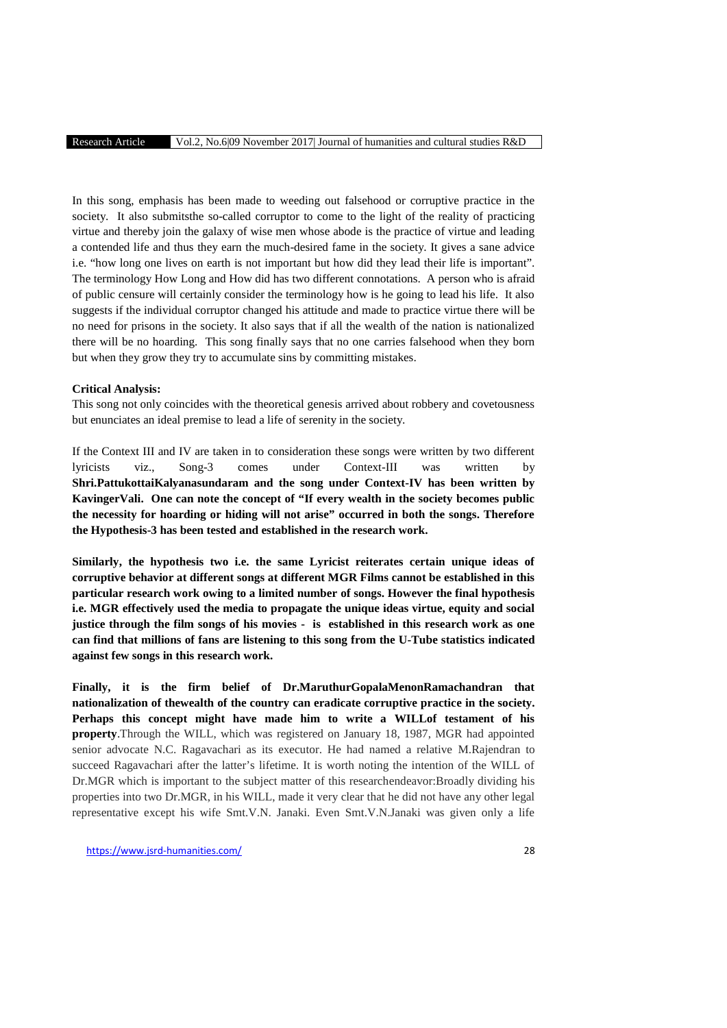In this song, emphasis has been made to weeding out falsehood or corruptive practice in the society. It also submitsthe so-called corruptor to come to the light of the reality of practicing virtue and thereby join the galaxy of wise men whose abode is the practice of virtue and leading a contended life and thus they earn the much-desired fame in the society. It gives a sane advice i.e. "how long one lives on earth is not important but how did they lead their life is important". The terminology How Long and How did has two different connotations. A person who is afraid of public censure will certainly consider the terminology how is he going to lead his life. It also suggests if the individual corruptor changed his attitude and made to practice virtue there will be no need for prisons in the society. It also says that if all the wealth of the nation is nationalized there will be no hoarding. This song finally says that no one carries falsehood when they born but when they grow they try to accumulate sins by committing mistakes.

**Critical Analysis:**

This song not only coincides with the theoretical genesis arrived about robbery and covetousness but enunciates an ideal premise to lead a life of serenity in the society.

If the Context III and IV are taken in to consideration these songs were written by two different lyricists viz., Song-3 comes under Context-III was written by **Shri.PattukottaiKalyanasundaram and the song under Context-IV has been written by KavingerVali. One can note the concept of "If every wealth in the society becomes public the necessity for hoarding or hiding will not arise" occurred in both the songs. Therefore the Hypothesis-3 has been tested and established in the research work.**

**Similarly, the hypothesis two i.e. the same Lyricist reiterates certain unique ideas of corruptive behavior at different songs at different MGR Films cannot be established in this particular research work owing to a limited number of songs. However the final hypothesis i.e. MGR effectively used the media to propagate the unique ideas virtue, equity and social justice through the film songs of his movies - is established in this research work as one can find that millions of fans are listening to this song from the U-Tube statistics indicated against few songs in this research work.**

**Finally, it is the firm belief of Dr.MaruthurGopalaMenonRamachandran that nationalization of thewealth of the country can eradicate corruptive practice in the society. Perhaps this concept might have made him to write a WILLof testament of his property**.Through the WILL, which was registered on January 18, 1987, MGR had appointed senior advocate N.C. Ragavachari as its executor. He had named a relative M.Rajendran to succeed Ragavachari after the latter's lifetime. It is worth noting the intention of the WILL of Dr.MGR which is important to the subject matter of this researchendeavor:Broadly dividing his properties into two Dr.MGR, in his WILL, made it very clear that he did not have any other legal representative except his wife Smt.V.N. Janaki. Even Smt.V.N.Janaki was given only a life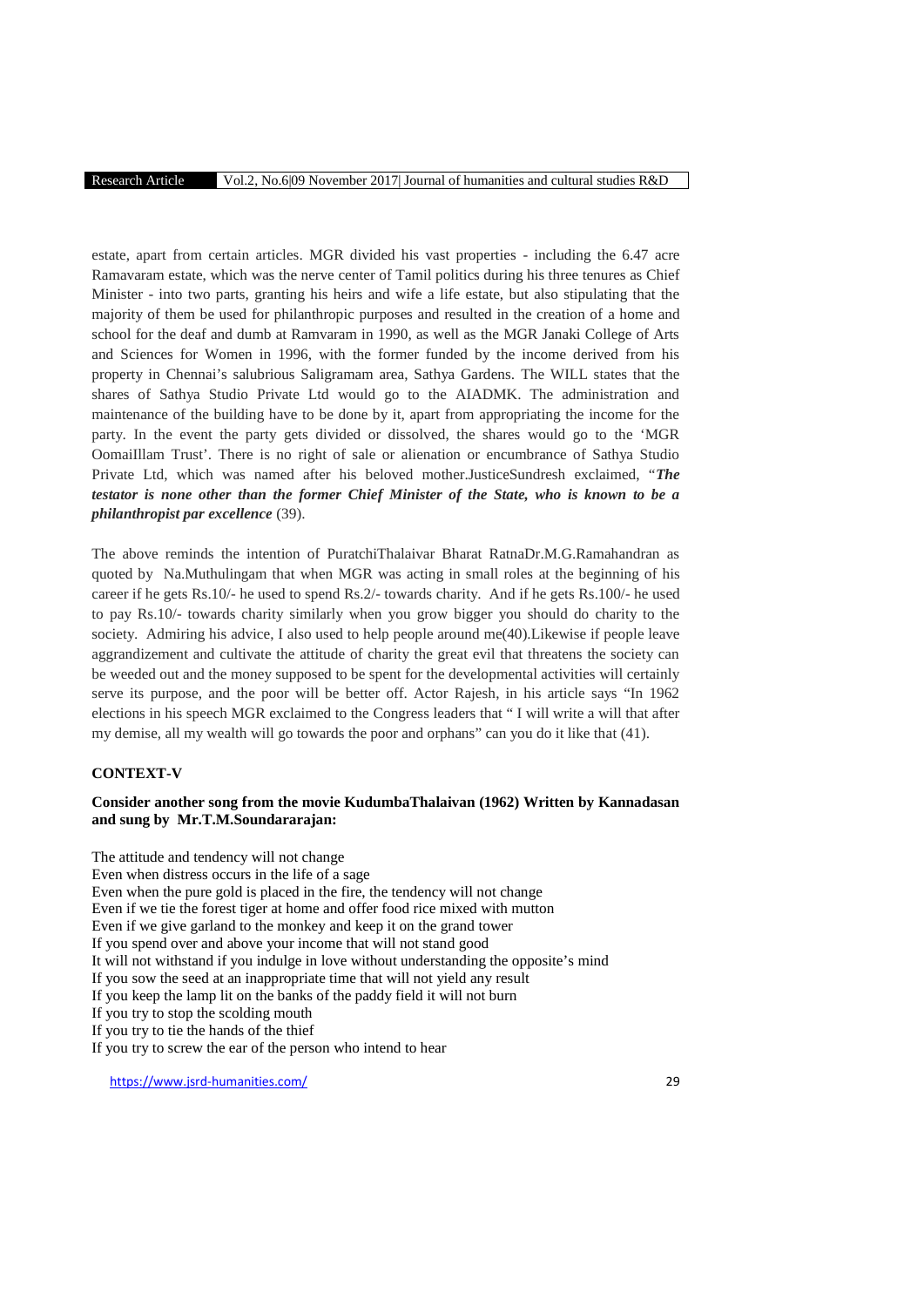estate, apart from certain articles. MGR divided his vast properties - including the 6.47 acre Ramavaram estate, which was the nerve center of Tamil politics during his three tenures as Chief Minister - into two parts, granting his heirs and wife a life estate, but also stipulating that the majority of them be used for philanthropic purposes and resulted in the creation of a home and school for the deaf and dumb at Ramvaram in 1990, as well as the MGR Janaki College of Arts and Sciences for Women in 1996, with the former funded by the income derived from his property in Chennai's salubrious Saligramam area, Sathya Gardens. The WILL states that the shares of Sathya Studio Private Ltd would go to the AIADMK. The administration and maintenance of the building have to be done by it, apart from appropriating the income for the party. In the event the party gets divided or dissolved, the shares would go to the 'MGR OomaiIllam Trust'. There is no right of sale or alienation or encumbrance of Sathya Studio Private Ltd, which was named after his beloved mother.JusticeSundresh exclaimed, "***The testator is none other than the former Chief Minister of the State, who is known to be a philanthropist par excellence*** (39).

The above reminds the intention of PuratchiThalaivar Bharat RatnaDr.M.G.Ramahandran as quoted by Na.Muthulingam that when MGR was acting in small roles at the beginning of his career if he gets Rs.10/- he used to spend Rs.2/- towards charity. And if he gets Rs.100/- he used to pay Rs.10/- towards charity similarly when you grow bigger you should do charity to the society. Admiring his advice, I also used to help people around me(40).Likewise if people leave aggrandizement and cultivate the attitude of charity the great evil that threatens the society can be weeded out and the money supposed to be spent for the developmental activities will certainly serve its purpose, and the poor will be better off. Actor Rajesh, in his article says "In 1962 elections in his speech MGR exclaimed to the Congress leaders that " I will write a will that after my demise, all my wealth will go towards the poor and orphans" can you do it like that (41).

**CONTEXT-V**

**Consider another song from the movie KudumbaThalaivan (1962) Written by Kannadasan and sung by Mr.T.M.Soundararajan:**

The attitude and tendency will not change
Even when distress occurs in the life of a sage
Even when the pure gold is placed in the fire, the tendency will not change
Even if we tie the forest tiger at home and offer food rice mixed with mutton
Even if we give garland to the monkey and keep it on the grand tower
If you spend over and above your income that will not stand good
It will not withstand if you indulge in love without understanding the opposite's mind
If you sow the seed at an inappropriate time that will not yield any result
If you keep the lamp lit on the banks of the paddy field it will not burn
If you try to stop the scolding mouth
If you try to tie the hands of the thief
If you try to screw the ear of the person who intend to hear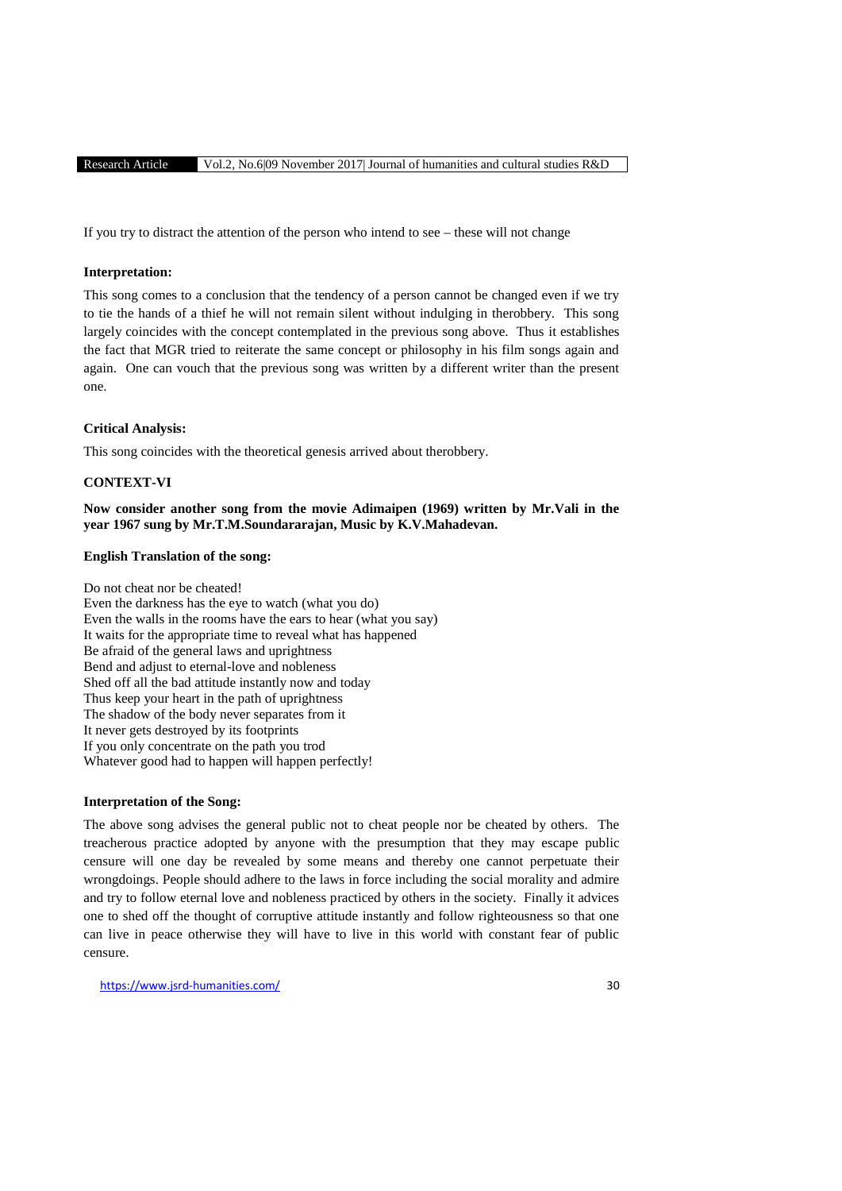If you try to distract the attention of the person who intend to see – these will not change

**Interpretation:**

This song comes to a conclusion that the tendency of a person cannot be changed even if we try to tie the hands of a thief he will not remain silent without indulging in therobbery. This song largely coincides with the concept contemplated in the previous song above. Thus it establishes the fact that MGR tried to reiterate the same concept or philosophy in his film songs again and again. One can vouch that the previous song was written by a different writer than the present one.

**Critical Analysis:**

This song coincides with the theoretical genesis arrived about therobbery.

**CONTEXT-VI**

**Now consider another song from the movie Adimaipen (1969) written by Mr.Vali in the year 1967 sung by Mr.T.M.Soundararajan, Music by K.V.Mahadevan.**

**English Translation of the song:**

Do not cheat nor be cheated!
Even the darkness has the eye to watch (what you do)
Even the walls in the rooms have the ears to hear (what you say)
It waits for the appropriate time to reveal what has happened
Be afraid of the general laws and uprightness
Bend and adjust to eternal-love and nobleness
Shed off all the bad attitude instantly now and today
Thus keep your heart in the path of uprightness
The shadow of the body never separates from it
It never gets destroyed by its footprints
If you only concentrate on the path you trod
Whatever good had to happen will happen perfectly!

**Interpretation of the Song:**

The above song advises the general public not to cheat people nor be cheated by others. The treacherous practice adopted by anyone with the presumption that they may escape public censure will one day be revealed by some means and thereby one cannot perpetuate their wrongdoings. People should adhere to the laws in force including the social morality and admire and try to follow eternal love and nobleness practiced by others in the society. Finally it advices one to shed off the thought of corruptive attitude instantly and follow righteousness so that one can live in peace otherwise they will have to live in this world with constant fear of public censure.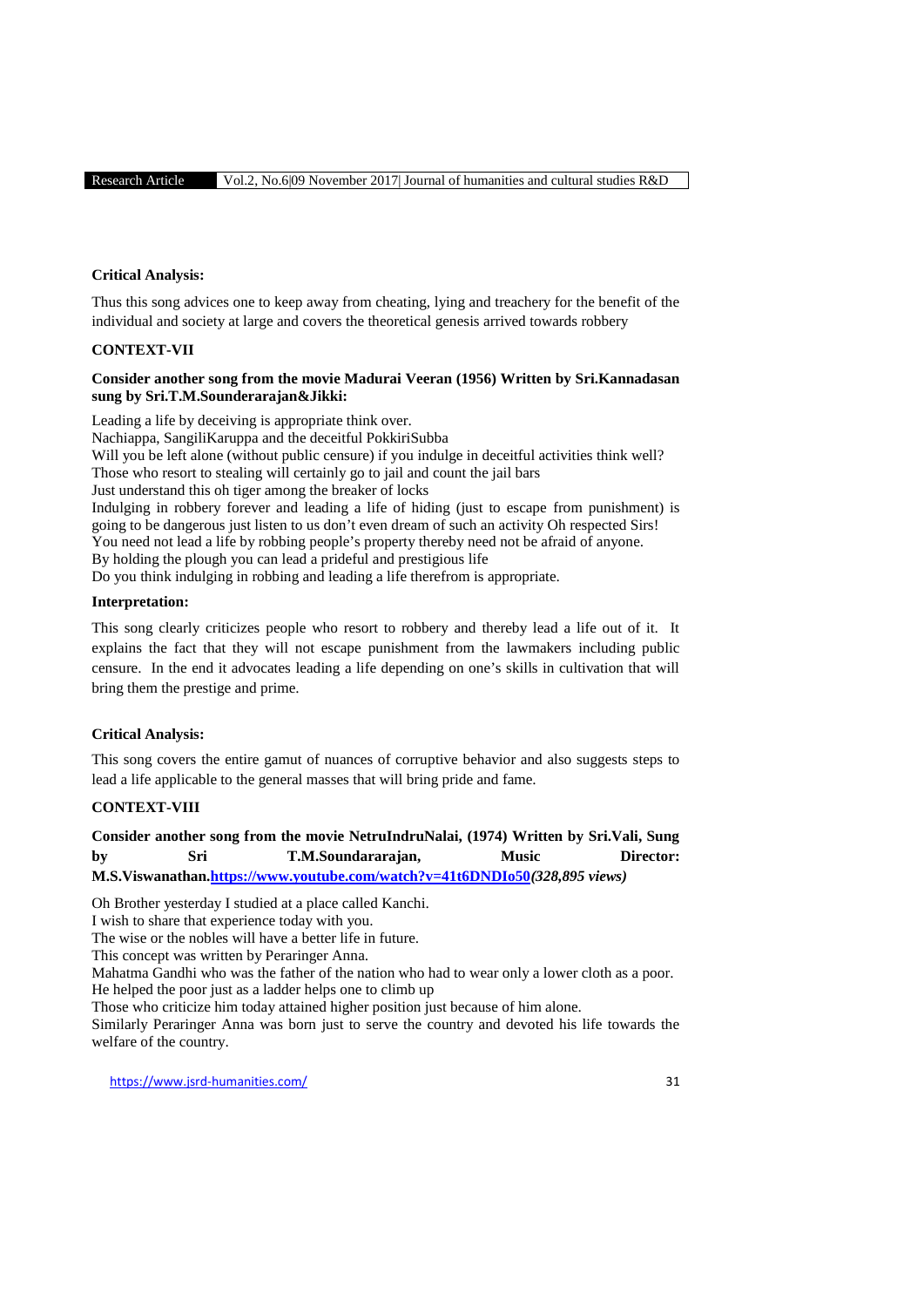**Critical Analysis:**

Thus this song advices one to keep away from cheating, lying and treachery for the benefit of the individual and society at large and covers the theoretical genesis arrived towards robbery

**CONTEXT-VII**

**Consider another song from the movie Madurai Veeran (1956) Written by Sri.Kannadasan sung by Sri.T.M.Sounderarajan&Jikki:**

Leading a life by deceiving is appropriate think over.
Nachiappa, SangiliKaruppa and the deceitful PokkiriSubba
Will you be left alone (without public censure) if you indulge in deceitful activities think well?
Those who resort to stealing will certainly go to jail and count the jail bars
Just understand this oh tiger among the breaker of locks
Indulging in robbery forever and leading a life of hiding (just to escape from punishment) is going to be dangerous just listen to us don't even dream of such an activity Oh respected Sirs!
You need not lead a life by robbing people's property thereby need not be afraid of anyone.
By holding the plough you can lead a prideful and prestigious life
Do you think indulging in robbing and leading a life therefrom is appropriate.

**Interpretation:**

This song clearly criticizes people who resort to robbery and thereby lead a life out of it. It explains the fact that they will not escape punishment from the lawmakers including public censure. In the end it advocates leading a life depending on one's skills in cultivation that will bring them the prestige and prime.

**Critical Analysis:**

This song covers the entire gamut of nuances of corruptive behavior and also suggests steps to lead a life applicable to the general masses that will bring pride and fame.

**CONTEXT-VIII**

**Consider another song from the movie NetruIndruNalai, (1974) Written by Sri.Vali, Sung by Sri T.M.Soundararajan, Music Director: M.S.Viswanathan.[https://www.youtube.com/watch?v=41t6DNDIo50](https://www.youtube.com/watch?v=41t6DNDIo50)*(328,895 views)***

Oh Brother yesterday I studied at a place called Kanchi.
I wish to share that experience today with you.
The wise or the nobles will have a better life in future.
This concept was written by Peraringer Anna.
Mahatma Gandhi who was the father of the nation who had to wear only a lower cloth as a poor.
He helped the poor just as a ladder helps one to climb up
Those who criticize him today attained higher position just because of him alone.
Similarly Peraringer Anna was born just to serve the country and devoted his life towards the welfare of the country.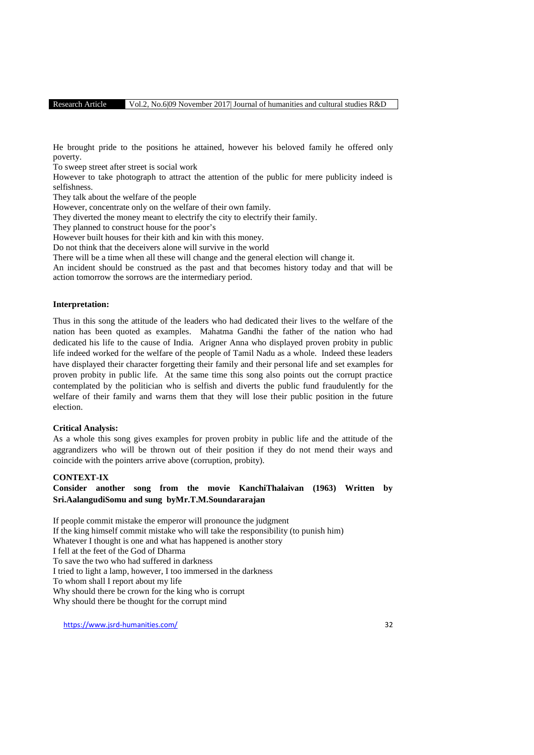He brought pride to the positions he attained, however his beloved family he offered only poverty.
To sweep street after street is social work
However to take photograph to attract the attention of the public for mere publicity indeed is selfishness.
They talk about the welfare of the people
However, concentrate only on the welfare of their own family.
They diverted the money meant to electrify the city to electrify their family.
They planned to construct house for the poor's
However built houses for their kith and kin with this money.
Do not think that the deceivers alone will survive in the world
There will be a time when all these will change and the general election will change it.
An incident should be construed as the past and that becomes history today and that will be action tomorrow the sorrows are the intermediary period.

**Interpretation:**

Thus in this song the attitude of the leaders who had dedicated their lives to the welfare of the nation has been quoted as examples. Mahatma Gandhi the father of the nation who had dedicated his life to the cause of India. Arigner Anna who displayed proven probity in public life indeed worked for the welfare of the people of Tamil Nadu as a whole. Indeed these leaders have displayed their character forgetting their family and their personal life and set examples for proven probity in public life. At the same time this song also points out the corrupt practice contemplated by the politician who is selfish and diverts the public fund fraudulently for the welfare of their family and warns them that they will lose their public position in the future election.

**Critical Analysis:**

As a whole this song gives examples for proven probity in public life and the attitude of the aggrandizers who will be thrown out of their position if they do not mend their ways and coincide with the pointers arrive above (corruption, probity).

**CONTEXT-IX**

**Consider another song from the movie KanchiThalaivan (1963) Written by Sri.AalangudiSomu and sung byMr.T.M.Soundararajan**

If people commit mistake the emperor will pronounce the judgment
If the king himself commit mistake who will take the responsibility (to punish him)
Whatever I thought is one and what has happened is another story
I fell at the feet of the God of Dharma
To save the two who had suffered in darkness
I tried to light a lamp, however, I too immersed in the darkness
To whom shall I report about my life
Why should there be crown for the king who is corrupt
Why should there be thought for the corrupt mind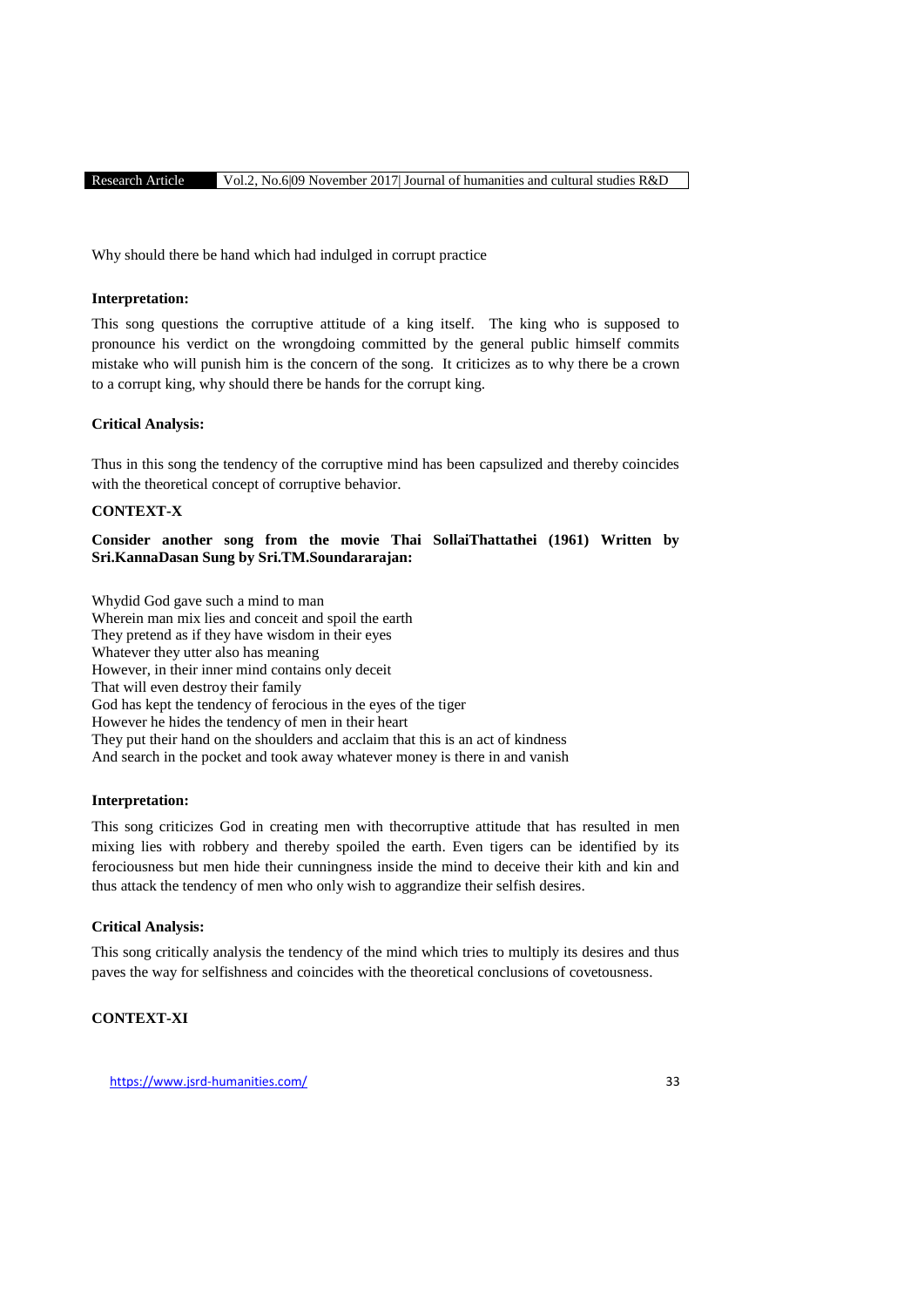Why should there be hand which had indulged in corrupt practice

**Interpretation:**

This song questions the corruptive attitude of a king itself. The king who is supposed to pronounce his verdict on the wrongdoing committed by the general public himself commits mistake who will punish him is the concern of the song. It criticizes as to why there be a crown to a corrupt king, why should there be hands for the corrupt king.

**Critical Analysis:**

Thus in this song the tendency of the corruptive mind has been capsulized and thereby coincides with the theoretical concept of corruptive behavior.

**CONTEXT-X**

**Consider another song from the movie Thai SollaiThattathei (1961) Written by Sri.KannaDasan Sung by Sri.TM.Soundararajan:**

Whydid God gave such a mind to man
Wherein man mix lies and conceit and spoil the earth
They pretend as if they have wisdom in their eyes
Whatever they utter also has meaning
However, in their inner mind contains only deceit
That will even destroy their family
God has kept the tendency of ferocious in the eyes of the tiger
However he hides the tendency of men in their heart
They put their hand on the shoulders and acclaim that this is an act of kindness
And search in the pocket and took away whatever money is there in and vanish

**Interpretation:**

This song criticizes God in creating men with thecorruptive attitude that has resulted in men mixing lies with robbery and thereby spoiled the earth. Even tigers can be identified by its ferociousness but men hide their cunningness inside the mind to deceive their kith and kin and thus attack the tendency of men who only wish to aggrandize their selfish desires.

**Critical Analysis:**

This song critically analysis the tendency of the mind which tries to multiply its desires and thus paves the way for selfishness and coincides with the theoretical conclusions of covetousness.

**CONTEXT-XI**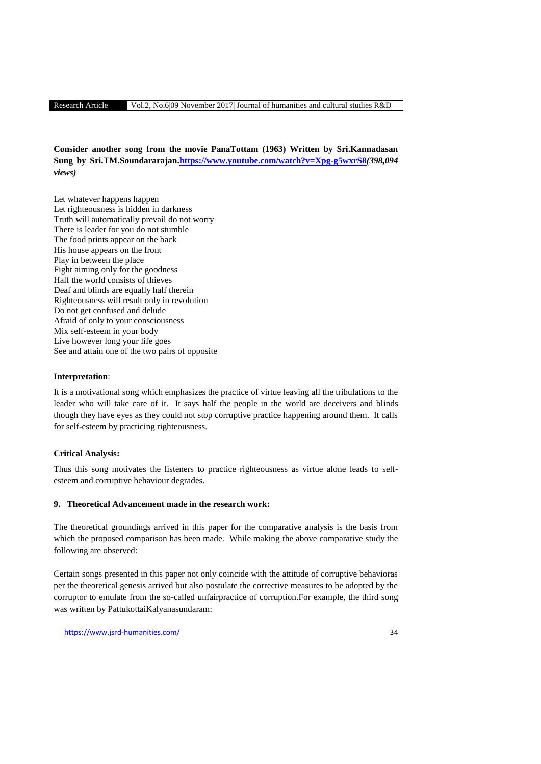**Consider another song from the movie PanaTottam (1963) Written by Sri.Kannadasan Sung by Sri.TM.Soundararajan.[https://www.youtube.com/watch?v=Xpg-g5wxrS8](https://www.youtube.com/watch?v=Xpg-g5wxrS8)*(398,094 views)***

Let whatever happens happen  
Let righteousness is hidden in darkness  
Truth will automatically prevail do not worry  
There is leader for you do not stumble  
The food prints appear on the back  
His house appears on the front  
Play in between the place  
Fight aiming only for the goodness  
Half the world consists of thieves  
Deaf and blinds are equally half therein  
Righteousness will result only in revolution  
Do not get confused and delude  
Afraid of only to your consciousness  
Mix self-esteem in your body  
Live however long your life goes  
See and attain one of the two pairs of opposite

**Interpretation**:

It is a motivational song which emphasizes the practice of virtue leaving all the tribulations to the leader who will take care of it. It says half the people in the world are deceivers and blinds though they have eyes as they could not stop corruptive practice happening around them. It calls for self-esteem by practicing righteousness.

**Critical Analysis:**

Thus this song motivates the listeners to practice righteousness as virtue alone leads to self-esteem and corruptive behaviour degrades.

## 9. Theoretical Advancement made in the research work:

The theoretical groundings arrived in this paper for the comparative analysis is the basis from which the proposed comparison has been made. While making the above comparative study the following are observed:

Certain songs presented in this paper not only coincide with the attitude of corruptive behavioras per the theoretical genesis arrived but also postulate the corrective measures to be adopted by the corruptor to emulate from the so-called unfairpractice of corruption.For example, the third song was written by PattukottaiKalyanasundaram: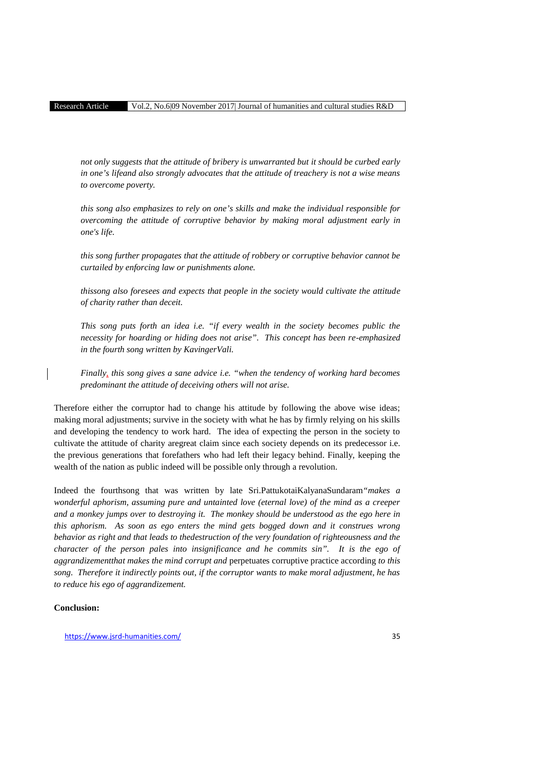*not only suggests that the attitude of bribery is unwarranted but it should be curbed early in one's lifeand also strongly advocates that the attitude of treachery is not a wise means to overcome poverty.*

*this song also emphasizes to rely on one's skills and make the individual responsible for overcoming the attitude of corruptive behavior by making moral adjustment early in one's life.*

*this song further propagates that the attitude of robbery or corruptive behavior cannot be curtailed by enforcing law or punishments alone.*

*thissong also foresees and expects that people in the society would cultivate the attitude of charity rather than deceit.*

*This song puts forth an idea i.e. "if every wealth in the society becomes public the necessity for hoarding or hiding does not arise". This concept has been re-emphasized in the fourth song written by KavingerVali.*

*Finally, this song gives a sane advice i.e. "when the tendency of working hard becomes predominant the attitude of deceiving others will not arise.*

Therefore either the corruptor had to change his attitude by following the above wise ideas; making moral adjustments; survive in the society with what he has by firmly relying on his skills and developing the tendency to work hard. The idea of expecting the person in the society to cultivate the attitude of charity aregreat claim since each society depends on its predecessor i.e. the previous generations that forefathers who had left their legacy behind. Finally, keeping the wealth of the nation as public indeed will be possible only through a revolution.

Indeed the fourthsong that was written by late Sri.PattukotaiKalyanaSundaram*"makes a wonderful aphorism, assuming pure and untainted love (eternal love) of the mind as a creeper and a monkey jumps over to destroying it. The monkey should be understood as the ego here in this aphorism. As soon as ego enters the mind gets bogged down and it construes wrong behavior as right and that leads to thedestruction of the very foundation of righteousness and the character of the person pales into insignificance and he commits sin". It is the ego of aggrandizementthat makes the mind corrupt and* perpetuates corruptive practice according *to this song. Therefore it indirectly points out, if the corruptor wants to make moral adjustment, he has to reduce his ego of aggrandizement.*

**Conclusion:**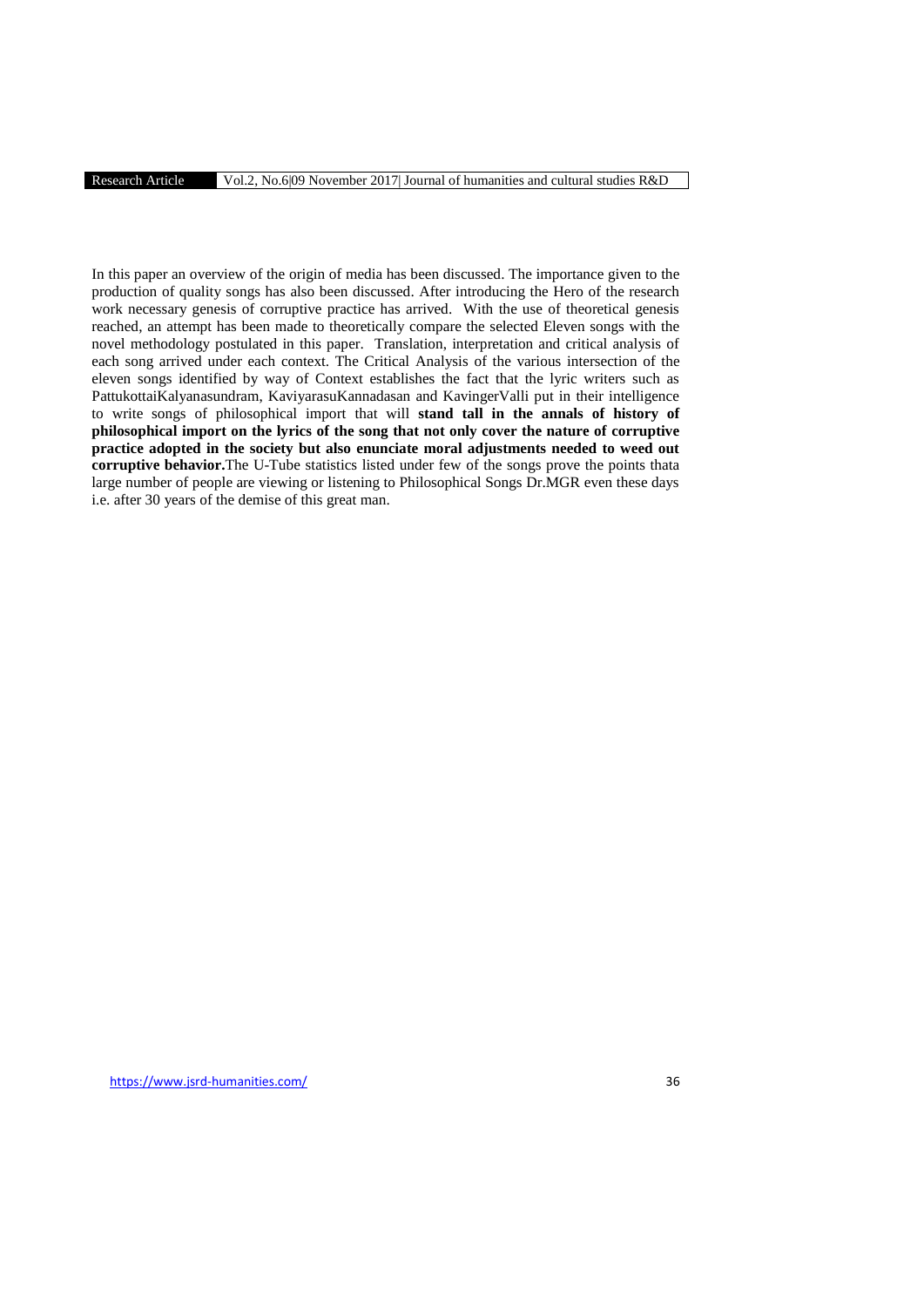In this paper an overview of the origin of media has been discussed. The importance given to the production of quality songs has also been discussed. After introducing the Hero of the research work necessary genesis of corruptive practice has arrived. With the use of theoretical genesis reached, an attempt has been made to theoretically compare the selected Eleven songs with the novel methodology postulated in this paper. Translation, interpretation and critical analysis of each song arrived under each context. The Critical Analysis of the various intersection of the eleven songs identified by way of Context establishes the fact that the lyric writers such as PattukottaiKalyanasundram, KaviyarasuKannadasan and KavingerValli put in their intelligence to write songs of philosophical import that will **stand tall in the annals of history of philosophical import on the lyrics of the song that not only cover the nature of corruptive practice adopted in the society but also enunciate moral adjustments needed to weed out corruptive behavior.**The U-Tube statistics listed under few of the songs prove the points thata large number of people are viewing or listening to Philosophical Songs Dr.MGR even these days i.e. after 30 years of the demise of this great man.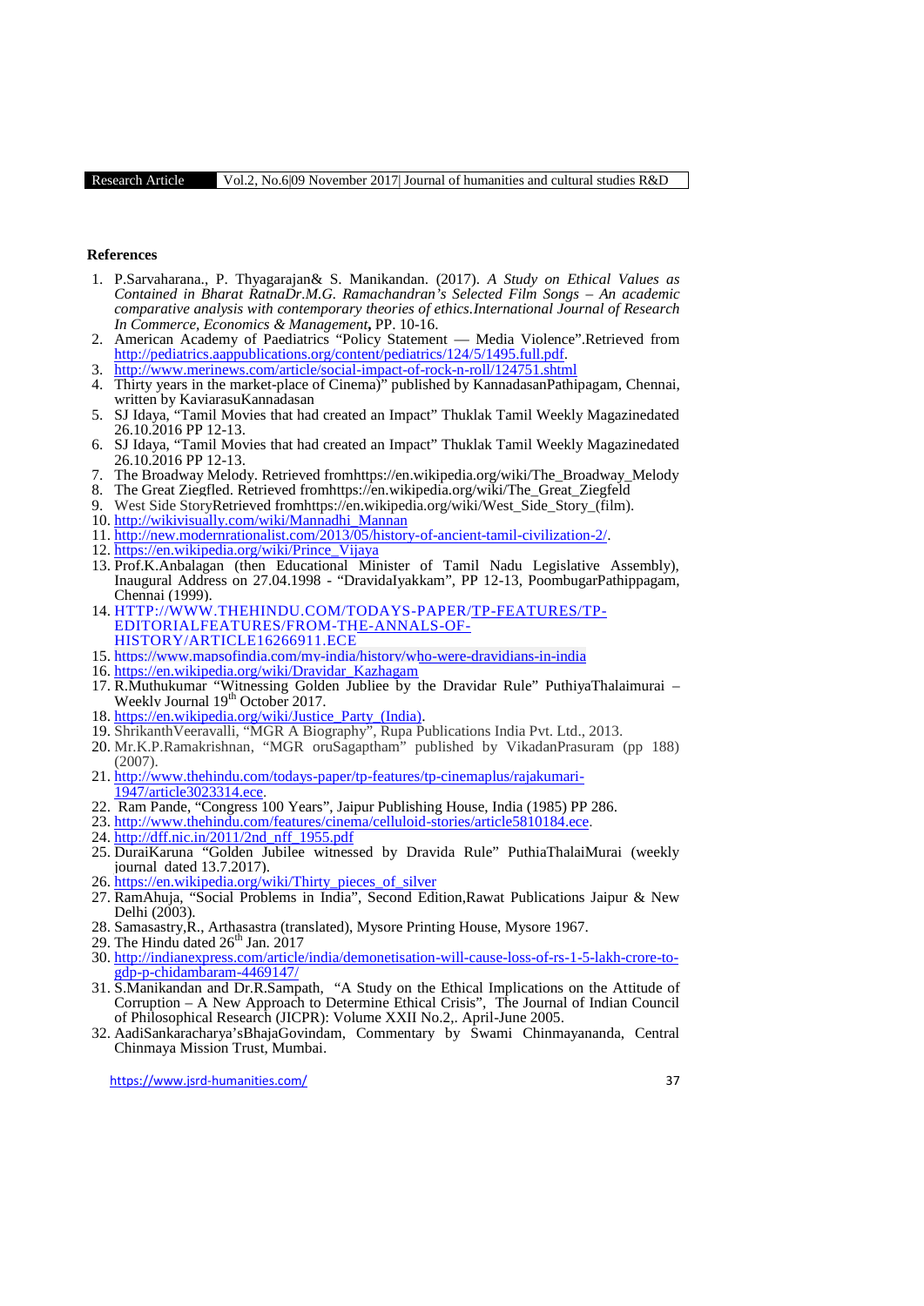## References

1. P.Sarvaharana., P. Thyagarajan& S. Manikandan. (2017). *A Study on Ethical Values as Contained in Bharat RatnaDr.M.G. Ramachandran's Selected Film Songs – An academic comparative analysis with contemporary theories of ethics.International Journal of Research In Commerce, Economics & Management*, PP. 10-16.
2. American Academy of Paediatrics "Policy Statement — Media Violence".Retrieved from http://pediatrics.aappublications.org/content/pediatrics/124/5/1495.full.pdf.
3. http://www.merinews.com/article/social-impact-of-rock-n-roll/124751.shtml
4. Thirty years in the market-place of Cinema)" published by KannadasanPathipagam, Chennai, written by KaviarasuKannadasan
5. SJ Idaya, "Tamil Movies that had created an Impact" Thuklak Tamil Weekly Magazinedated 26.10.2016 PP 12-13.
6. SJ Idaya, "Tamil Movies that had created an Impact" Thuklak Tamil Weekly Magazinedated 26.10.2016 PP 12-13.
7. The Broadway Melody. Retrieved fromhttps://en.wikipedia.org/wiki/The_Broadway_Melody
8. The Great Ziegfled. Retrieved fromhttps://en.wikipedia.org/wiki/The_Great_Ziegfeld
9. West Side StoryRetrieved fromhttps://en.wikipedia.org/wiki/West_Side_Story_(film).
10. http://wikivisually.com/wiki/Mannadhi_Mannan
11. http://new.modernrationalist.com/2013/05/history-of-ancient-tamil-civilization-2/.
12. https://en.wikipedia.org/wiki/Prince_Vijaya
13. Prof.K.Anbalagan (then Educational Minister of Tamil Nadu Legislative Assembly), Inaugural Address on 27.04.1998 - "DravidaIyakkam", PP 12-13, PoombugarPathippagam, Chennai (1999).
14. HTTP://WWW.THEHINDU.COM/TODAYS-PAPER/TP-FEATURES/TP-EDITORIALFEATURES/FROM-THE-ANNALS-OF-HISTORY/ARTICLE16266911.ECE
15. https://www.mapsofindia.com/my-india/history/who-were-dravidians-in-india
16. https://en.wikipedia.org/wiki/Dravidar_Kazhagam
17. R.Muthukumar "Witnessing Golden Jubliee by the Dravidar Rule" PuthiyaThalaimurai – Weekly Journal 19th October 2017.
18. https://en.wikipedia.org/wiki/Justice_Party_(India).
19. ShrikanthVeeravalli, "MGR A Biography", Rupa Publications India Pvt. Ltd., 2013.
20. Mr.K.P.Ramakrishnan, "MGR oruSagaptham" published by VikadanPrasuram (pp 188) (2007).
21. http://www.thehindu.com/todays-paper/tp-features/tp-cinemaplus/rajakumari-1947/article3023314.ece.
22. Ram Pande, "Congress 100 Years", Jaipur Publishing House, India (1985) PP 286.
23. http://www.thehindu.com/features/cinema/celluloid-stories/article5810184.ece.
24. http://dff.nic.in/2011/2nd_nff_1955.pdf
25. DuraiKaruna "Golden Jubilee witnessed by Dravida Rule" PuthiaThalaiMurai (weekly journal dated 13.7.2017).
26. https://en.wikipedia.org/wiki/Thirty_pieces_of_silver
27. RamAhuja, "Social Problems in India", Second Edition,Rawat Publications Jaipur & New Delhi (2003).
28. Samasastry,R., Arthasastra (translated), Mysore Printing House, Mysore 1967.
29. The Hindu dated 26th Jan. 2017
30. http://indianexpress.com/article/india/demonetisation-will-cause-loss-of-rs-1-5-lakh-crore-to-gdp-p-chidambaram-4469147/
31. S.Manikandan and Dr.R.Sampath, "A Study on the Ethical Implications on the Attitude of Corruption – A New Approach to Determine Ethical Crisis", The Journal of Indian Council of Philosophical Research (JICPR): Volume XXII No.2,. April-June 2005.
32. AadiSankaracharya'sBhajaGovindam, Commentary by Swami Chinmayananda, Central Chinmaya Mission Trust, Mumbai.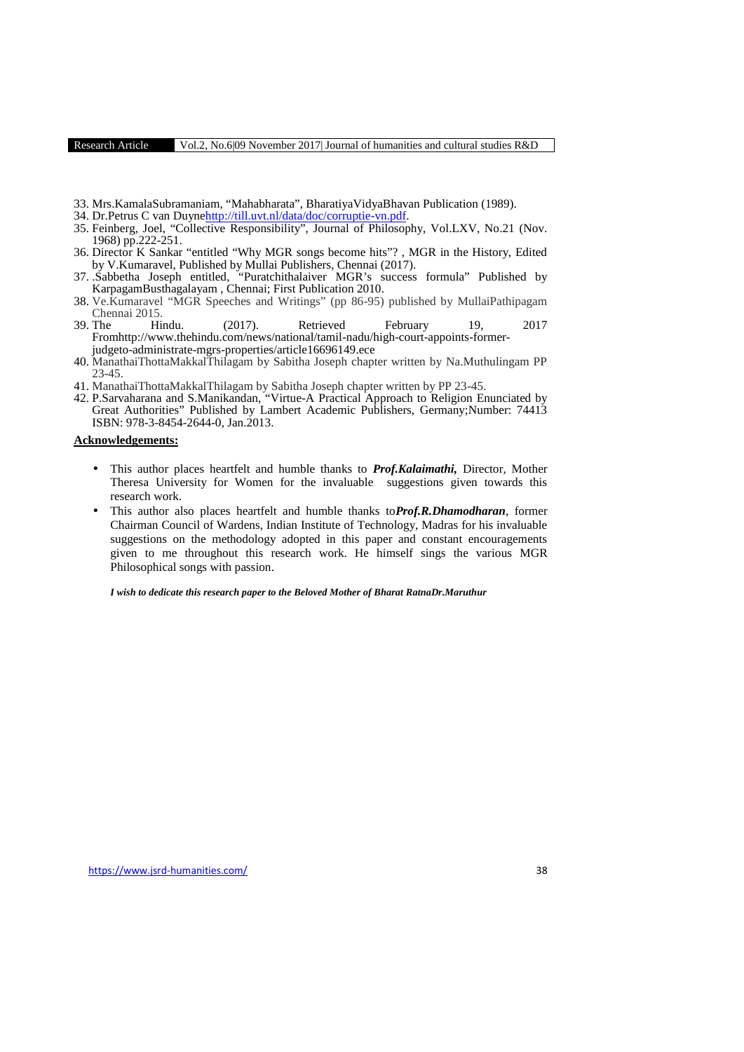33. Mrs.KamalaSubramaniam, "Mahabharata", BharatiyaVidyaBhavan Publication (1989).
34. Dr.Petrus C van Duynehttp://till.uvt.nl/data/doc/corruptie-vn.pdf.
35. Feinberg, Joel, "Collective Responsibility", Journal of Philosophy, Vol.LXV, No.21 (Nov. 1968) pp.222-251.
36. Director K Sankar "entitled "Why MGR songs become hits"? , MGR in the History, Edited by V.Kumaravel, Published by Mullai Publishers, Chennai (2017).
37. .Sabbetha Joseph entitled, "Puratchithalaiver MGR's success formula" Published by KarpagamBusthagalayam , Chennai; First Publication 2010.
38. Ve.Kumaravel "MGR Speeches and Writings" (pp 86-95) published by MullaiPathipagam Chennai 2015.
39. The Hindu. (2017). Retrieved February 19, 2017 Fromhttp://www.thehindu.com/news/national/tamil-nadu/high-court-appoints-former-judgeto-administrate-mgrs-properties/article16696149.ece
40. ManathaiThottaMakkalThilagam by Sabitha Joseph chapter written by Na.Muthulingam PP 23-45.
41. ManathaiThottaMakkalThilagam by Sabitha Joseph chapter written by PP 23-45.
42. P.Sarvaharana and S.Manikandan, "Virtue-A Practical Approach to Religion Enunciated by Great Authorities" Published by Lambert Academic Publishers, Germany;Number: 74413 ISBN: 978-3-8454-2644-0, Jan.2013.

**Acknowledgements:**

- This author places heartfelt and humble thanks to ***Prof.Kalaimathi,*** Director, Mother Theresa University for Women for the invaluable suggestions given towards this research work.
- This author also places heartfelt and humble thanks to***Prof.R.Dhamodharan***, former Chairman Council of Wardens, Indian Institute of Technology, Madras for his invaluable suggestions on the methodology adopted in this paper and constant encouragements given to me throughout this research work. He himself sings the various MGR Philosophical songs with passion.

***I wish to dedicate this research paper to the Beloved Mother of Bharat RatnaDr.Maruthur***